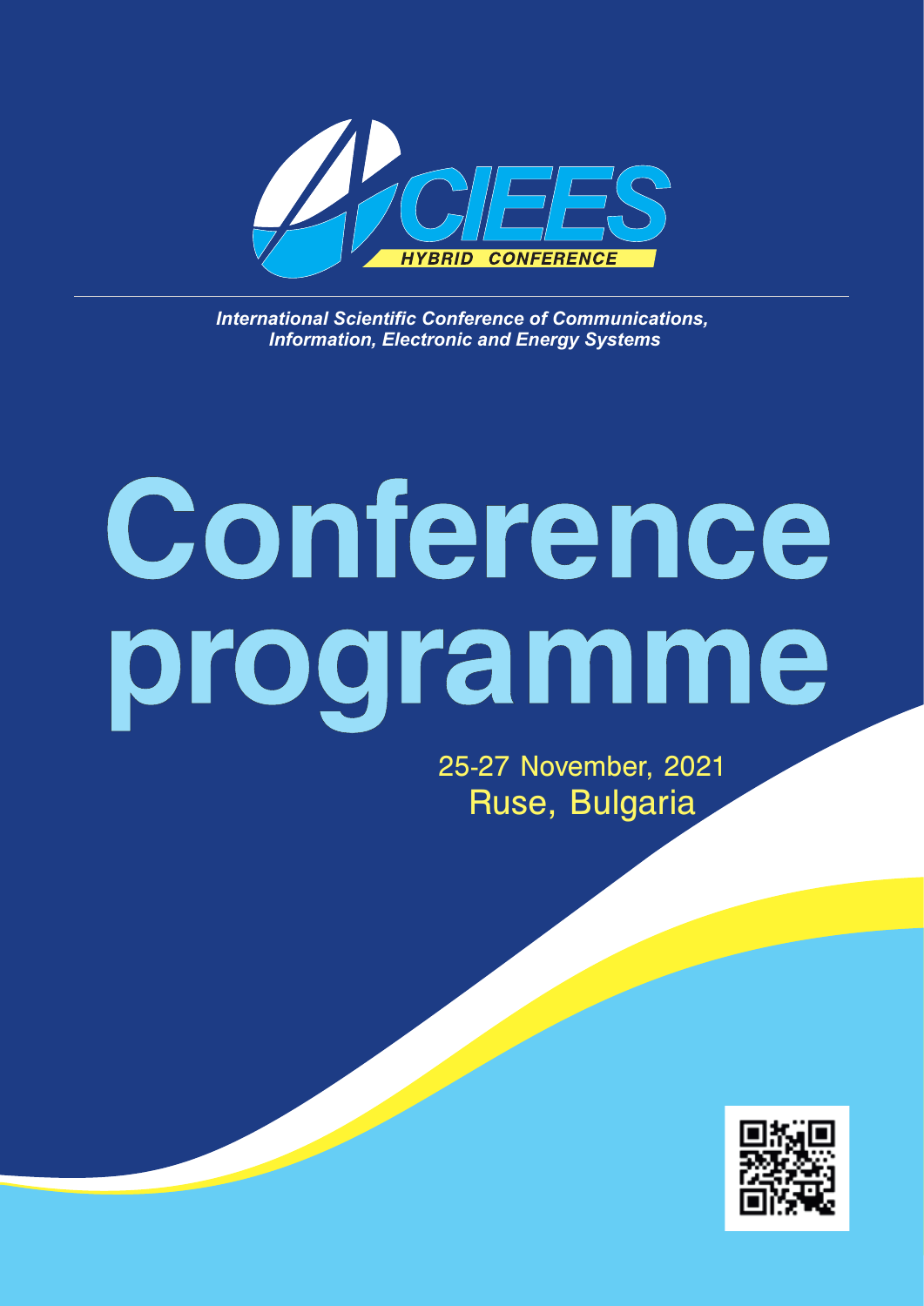# CIEES

HYBRID CONFERENCE

*International Scientific Conference of Communications, Information, Electronic and Energy Systems*

# Conference programme

25-27 November, 2021

Ruse, Bulgaria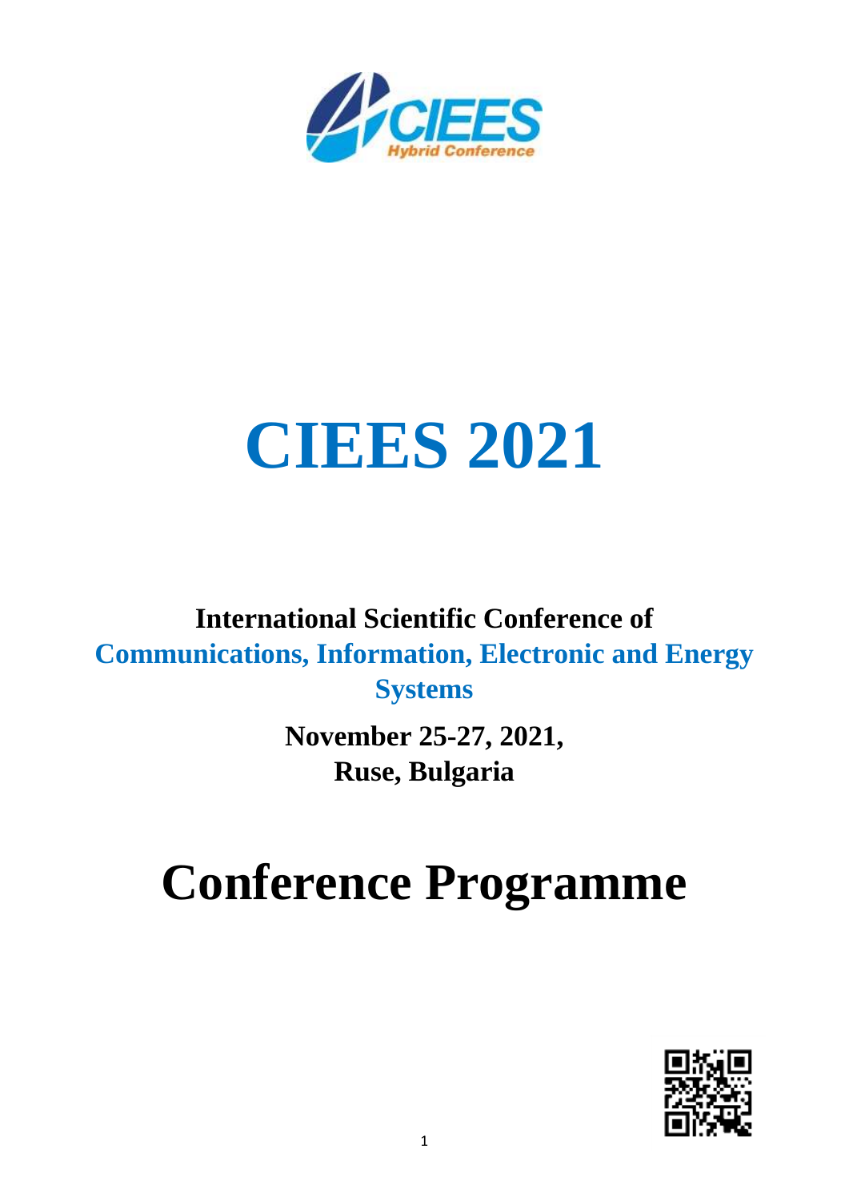# CIEES 2021

**International Scientific Conference of**
**Communications, Information, Electronic and Energy Systems**

**November 25-27, 2021,**
**Ruse, Bulgaria**

# Conference Programme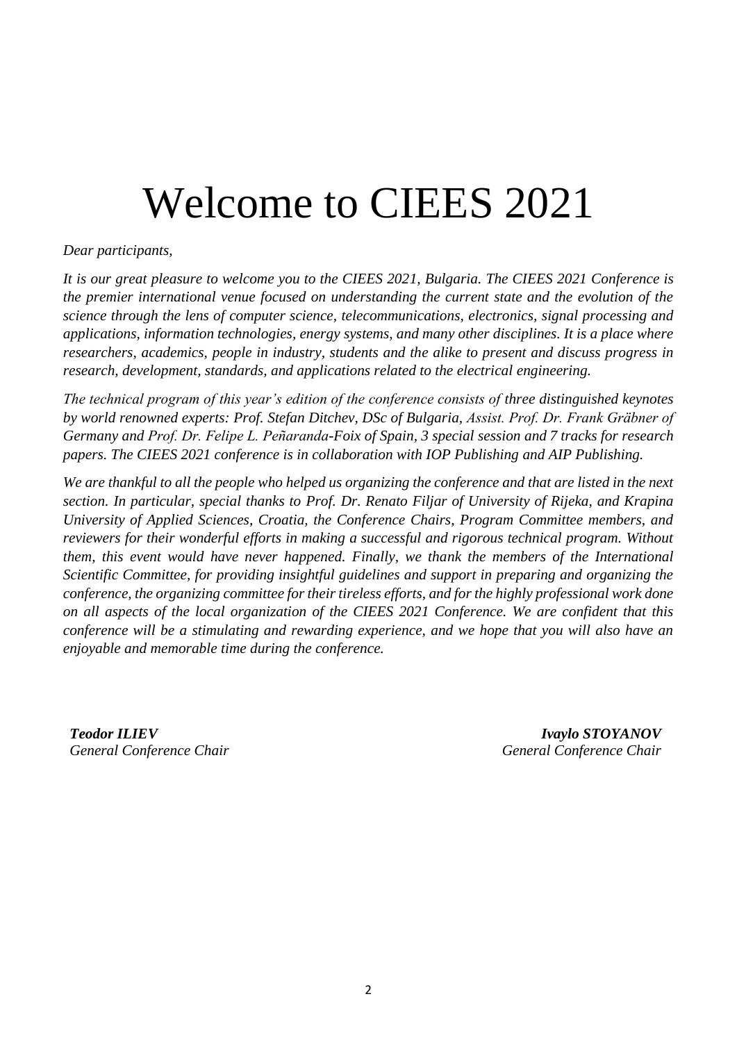# Welcome to CIEES 2021

*Dear participants,*

*It is our great pleasure to welcome you to the CIEES 2021, Bulgaria. The CIEES 2021 Conference is the premier international venue focused on understanding the current state and the evolution of the science through the lens of computer science, telecommunications, electronics, signal processing and applications, information technologies, energy systems, and many other disciplines. It is a place where researchers, academics, people in industry, students and the alike to present and discuss progress in research, development, standards, and applications related to the electrical engineering.*

*The technical program of this year's edition of the conference consists of three distinguished keynotes by world renowned experts: Prof. Stefan Ditchev, DSc of Bulgaria, Assist. Prof. Dr. Frank Gräbner of Germany and Prof. Dr. Felipe L. Peñaranda-Foix of Spain, 3 special session and 7 tracks for research papers. The CIEES 2021 conference is in collaboration with IOP Publishing and AIP Publishing.*

*We are thankful to all the people who helped us organizing the conference and that are listed in the next section. In particular, special thanks to Prof. Dr. Renato Filjar of University of Rijeka, and Krapina University of Applied Sciences, Croatia, the Conference Chairs, Program Committee members, and reviewers for their wonderful efforts in making a successful and rigorous technical program. Without them, this event would have never happened. Finally, we thank the members of the International Scientific Committee, for providing insightful guidelines and support in preparing and organizing the conference, the organizing committee for their tireless efforts, and for the highly professional work done on all aspects of the local organization of the CIEES 2021 Conference. We are confident that this conference will be a stimulating and rewarding experience, and we hope that you will also have an enjoyable and memorable time during the conference.*

***Teodor ILIEV***
*General Conference Chair*

***Ivaylo STOYANOV***
*General Conference Chair*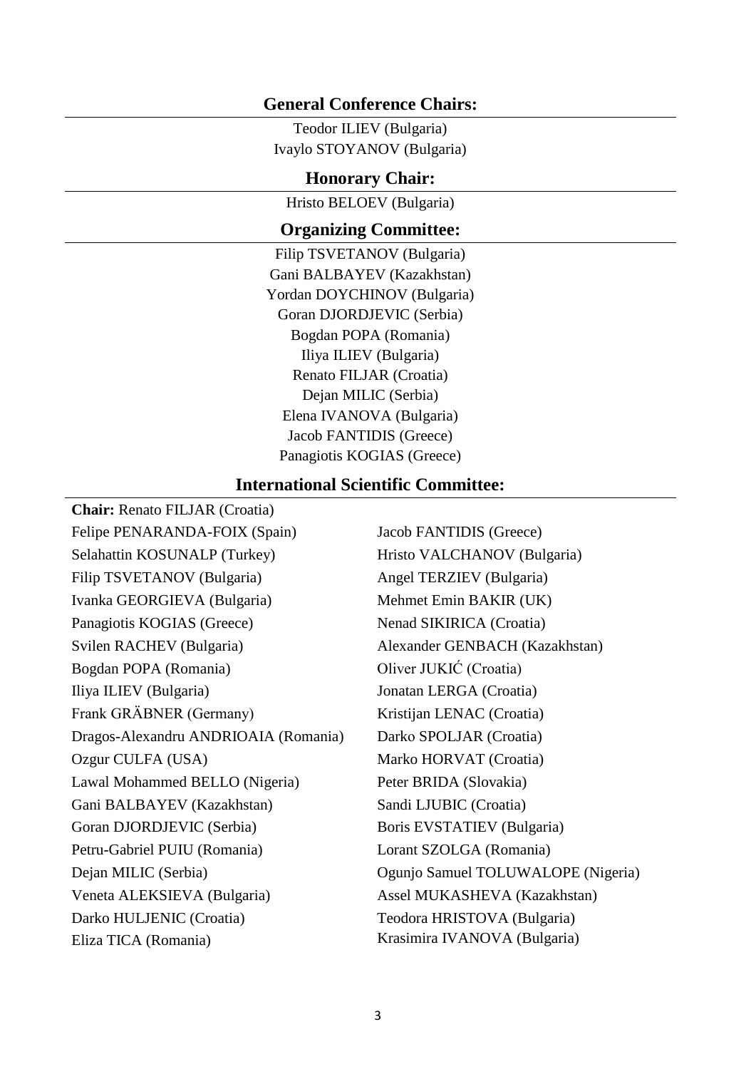## General Conference Chairs:

Teodor ILIEV (Bulgaria)
Ivaylo STOYANOV (Bulgaria)

## Honorary Chair:

Hristo BELOEV (Bulgaria)

## Organizing Committee:

Filip TSVETANOV (Bulgaria)
Gani BALBAYEV (Kazakhstan)
Yordan DOYCHINOV (Bulgaria)
Goran DJORDJEVIC (Serbia)
Bogdan POPA (Romania)
Iliya ILIEV (Bulgaria)
Renato FILJAR (Croatia)
Dejan MILIC (Serbia)
Elena IVANOVA (Bulgaria)
Jacob FANTIDIS (Greece)
Panagiotis KOGIAS (Greece)

## International Scientific Committee:

**Chair:** Renato FILJAR (Croatia)

Felipe PENARANDA-FOIX (Spain)
Selahattin KOSUNALP (Turkey)
Filip TSVETANOV (Bulgaria)
Ivanka GEORGIEVA (Bulgaria)
Panagiotis KOGIAS (Greece)
Svilen RACHEV (Bulgaria)
Bogdan POPA (Romania)
Iliya ILIEV (Bulgaria)
Frank GRÄBNER (Germany)
Dragos-Alexandru ANDRIOAIA (Romania)
Ozgur CULFA (USA)
Lawal Mohammed BELLO (Nigeria)
Gani BALBAYEV (Kazakhstan)
Goran DJORDJEVIC (Serbia)
Petru-Gabriel PUIU (Romania)
Dejan MILIC (Serbia)
Veneta ALEKSIEVA (Bulgaria)
Darko HULJENIC (Croatia)
Eliza TICA (Romania)
Jacob FANTIDIS (Greece)
Hristo VALCHANOV (Bulgaria)
Angel TERZIEV (Bulgaria)
Mehmet Emin BAKIR (UK)
Nenad SIKIRICA (Croatia)
Alexander GENBACH (Kazakhstan)
Oliver JUKIĆ (Croatia)
Jonatan LERGA (Croatia)
Kristijan LENAC (Croatia)
Darko SPOLJAR (Croatia)
Marko HORVAT (Croatia)
Peter BRIDA (Slovakia)
Sandi LJUBIC (Croatia)
Boris EVSTATIEV (Bulgaria)
Lorant SZOLGA (Romania)
Ogunjo Samuel TOLUWALOPE (Nigeria)
Assel MUKASHEVA (Kazakhstan)
Teodora HRISTOVA (Bulgaria)
Krasimira IVANOVA (Bulgaria)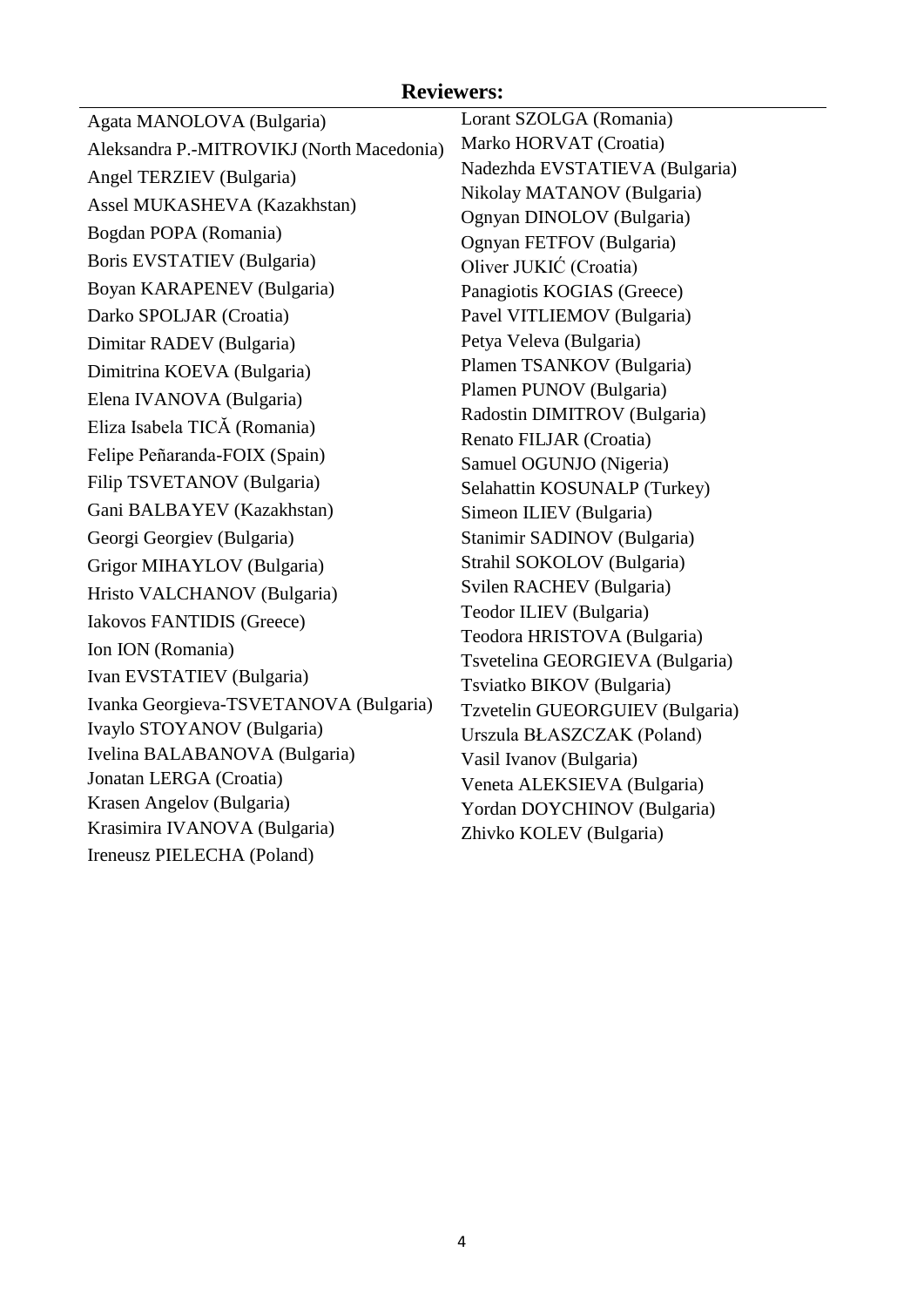## Reviewers:

Agata MANOLOVA (Bulgaria)
Aleksandra P.-MITROVIKJ (North Macedonia)
Angel TERZIEV (Bulgaria)
Assel MUKASHEVA (Kazakhstan)
Bogdan POPA (Romania)
Boris EVSTATIEV (Bulgaria)
Boyan KARAPENEV (Bulgaria)
Darko SPOLJAR (Croatia)
Dimitar RADEV (Bulgaria)
Dimitrina KOEVA (Bulgaria)
Elena IVANOVA (Bulgaria)
Eliza Isabela TICĂ (Romania)
Felipe Peñaranda-FOIX (Spain)
Filip TSVETANOV (Bulgaria)
Gani BALBAYEV (Kazakhstan)
Georgi Georgiev (Bulgaria)
Grigor MIHAYLOV (Bulgaria)
Hristo VALCHANOV (Bulgaria)
Iakovos FANTIDIS (Greece)
Ion ION (Romania)
Ivan EVSTATIEV (Bulgaria)
Ivanka Georgieva-TSVETANOVA (Bulgaria)
Ivaylo STOYANOV (Bulgaria)
Ivelina BALABANOVA (Bulgaria)
Jonatan LERGA (Croatia)
Krasen Angelov (Bulgaria)
Krasimira IVANOVA (Bulgaria)
Ireneusz PIELECHA (Poland)
Lorant SZOLGA (Romania)
Marko HORVAT (Croatia)
Nadezhda EVSTATIEVA (Bulgaria)
Nikolay MATANOV (Bulgaria)
Ognyan DINOLOV (Bulgaria)
Ognyan FETFOV (Bulgaria)
Oliver JUKIĆ (Croatia)
Panagiotis KOGIAS (Greece)
Pavel VITLIEMOV (Bulgaria)
Petya Veleva (Bulgaria)
Plamen TSANKOV (Bulgaria)
Plamen PUNOV (Bulgaria)
Radostin DIMITROV (Bulgaria)
Renato FILJAR (Croatia)
Samuel OGUNJO (Nigeria)
Selahattin KOSUNALP (Turkey)
Simeon ILIEV (Bulgaria)
Stanimir SADINOV (Bulgaria)
Strahil SOKOLOV (Bulgaria)
Svilen RACHEV (Bulgaria)
Teodor ILIEV (Bulgaria)
Teodora HRISTOVA (Bulgaria)
Tsvetelina GEORGIEVA (Bulgaria)
Tsviatko BIKOV (Bulgaria)
Tzvetelin GUEORGUIEV (Bulgaria)
Urszula BŁASZCZAK (Poland)
Vasil Ivanov (Bulgaria)
Veneta ALEKSIEVA (Bulgaria)
Yordan DOYCHINOV (Bulgaria)
Zhivko KOLEV (Bulgaria)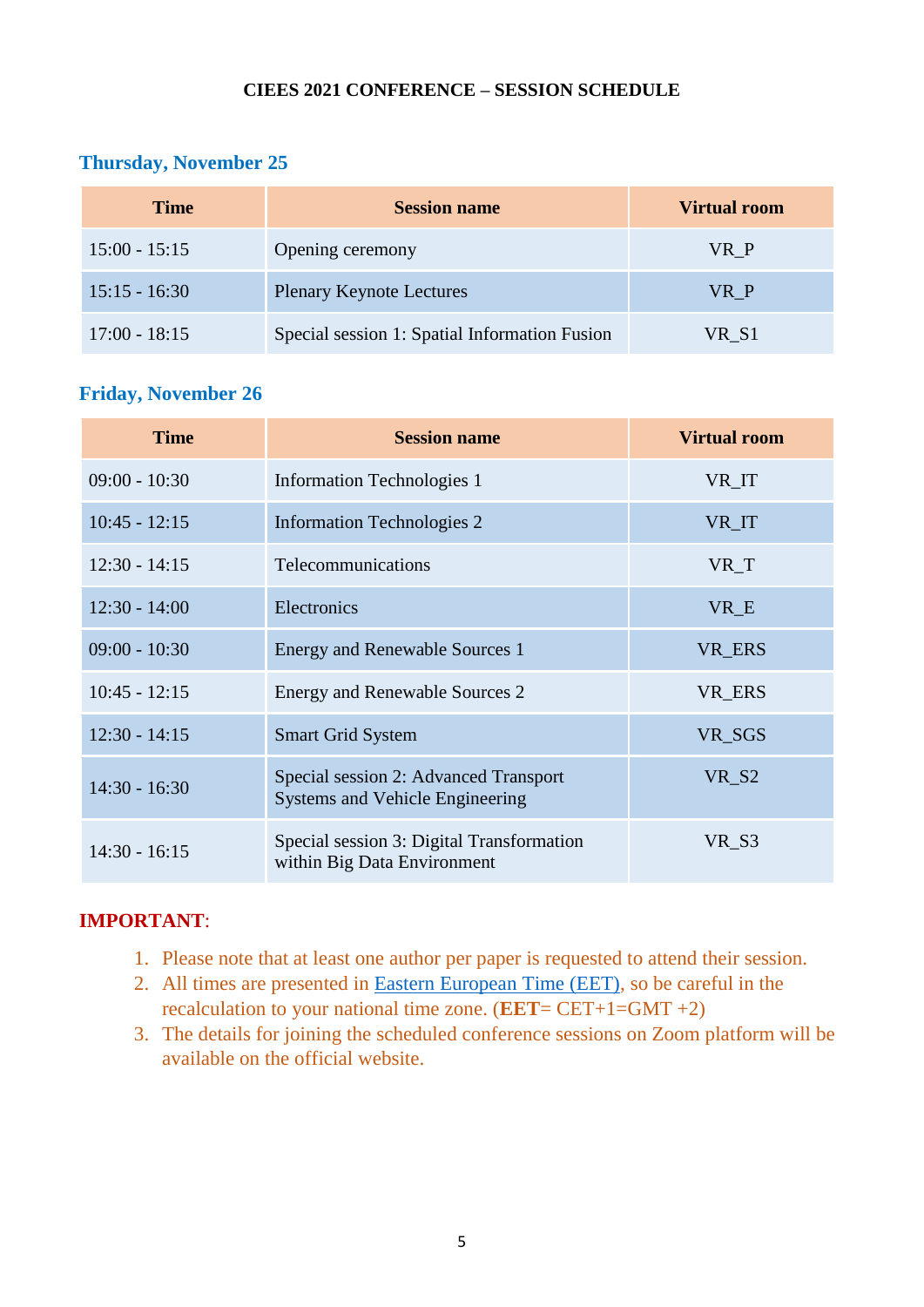# CIEES 2021 CONFERENCE – SESSION SCHEDULE

## Thursday, November 25

| Time | Session name | Virtual room |
|---|---|---|
| 15:00 - 15:15 | Opening ceremony | VR_P |
| 15:15 - 16:30 | Plenary Keynote Lectures | VR_P |
| 17:00 - 18:15 | Special session 1: Spatial Information Fusion | VR_S1 |

## Friday, November 26

| Time | Session name | Virtual room |
|---|---|---|
| 09:00 - 10:30 | Information Technologies 1 | VR_IT |
| 10:45 - 12:15 | Information Technologies 2 | VR_IT |
| 12:30 - 14:15 | Telecommunications | VR_T |
| 12:30 - 14:00 | Electronics | VR_E |
| 09:00 - 10:30 | Energy and Renewable Sources 1 | VR_ERS |
| 10:45 - 12:15 | Energy and Renewable Sources 2 | VR_ERS |
| 12:30 - 14:15 | Smart Grid System | VR_SGS |
| 14:30 - 16:30 | Special session 2: Advanced Transport Systems and Vehicle Engineering | VR_S2 |
| 14:30 - 16:15 | Special session 3: Digital Transformation within Big Data Environment | VR_S3 |

**IMPORTANT**:

1. Please note that at least one author per paper is requested to attend their session.
2. All times are presented in Eastern European Time (EET), so be careful in the recalculation to your national time zone. (**EET**= CET+1=GMT +2)
3. The details for joining the scheduled conference sessions on Zoom platform will be available on the official website.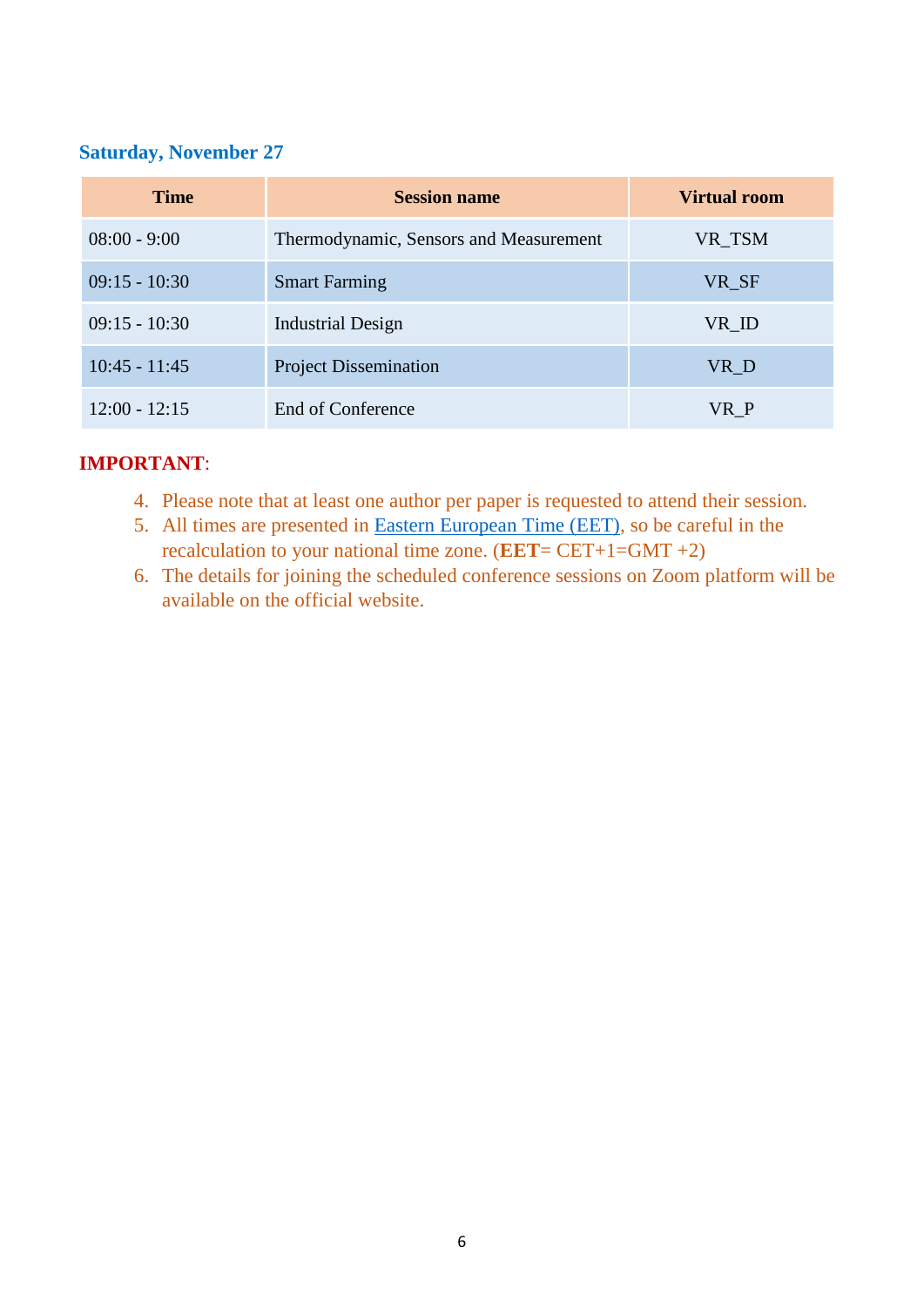### Saturday, November 27

| Time | Session name | Virtual room |
|---|---|---|
| 08:00 - 9:00 | Thermodynamic, Sensors and Measurement | VR_TSM |
| 09:15 - 10:30 | Smart Farming | VR_SF |
| 09:15 - 10:30 | Industrial Design | VR_ID |
| 10:45 - 11:45 | Project Dissemination | VR_D |
| 12:00 - 12:15 | End of Conference | VR_P |

**IMPORTANT**:

4. Please note that at least one author per paper is requested to attend their session.
5. All times are presented in Eastern European Time (EET), so be careful in the recalculation to your national time zone. (**EET**= CET+1=GMT +2)
6. The details for joining the scheduled conference sessions on Zoom platform will be available on the official website.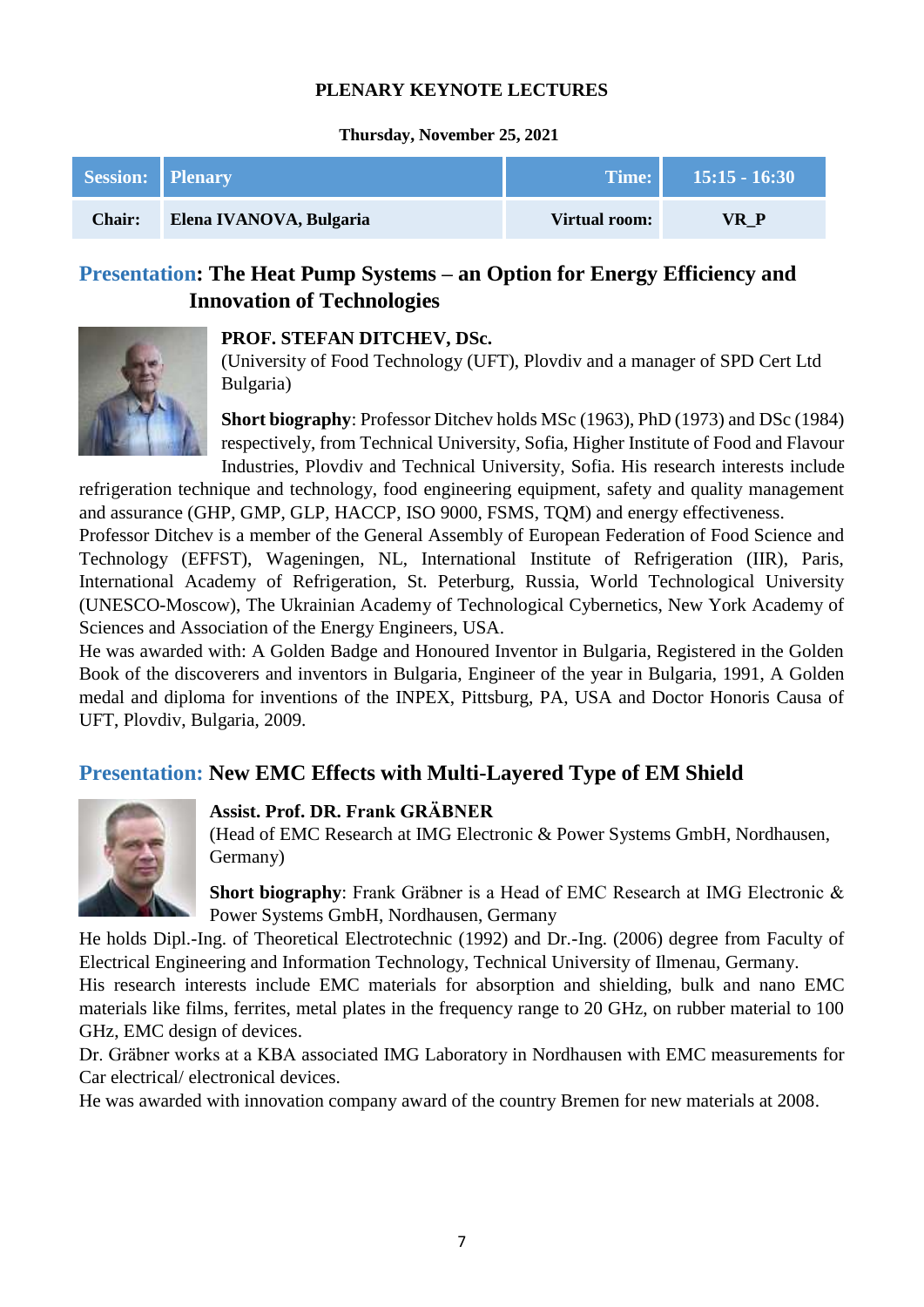## PLENARY KEYNOTE LECTURES

**Thursday, November 25, 2021**

| Session: | Plenary | Time: | 15:15 - 16:30 |
|---|---|---|---|
| Chair: | Elena IVANOVA, Bulgaria | Virtual room: | VR_P |

### Presentation: The Heat Pump Systems – an Option for Energy Efficiency and Innovation of Technologies

**PROF. STEFAN DITCHEV, DSc.**
(University of Food Technology (UFT), Plovdiv and a manager of SPD Cert Ltd Bulgaria)

**Short biography**: Professor Ditchev holds MSc (1963), PhD (1973) and DSc (1984) respectively, from Technical University, Sofia, Higher Institute of Food and Flavour Industries, Plovdiv and Technical University, Sofia. His research interests include refrigeration technique and technology, food engineering equipment, safety and quality management and assurance (GHP, GMP, GLP, HACCP, ISO 9000, FSMS, TQM) and energy effectiveness.
Professor Ditchev is a member of the General Assembly of European Federation of Food Science and Technology (EFFST), Wageningen, NL, International Institute of Refrigeration (IIR), Paris, International Academy of Refrigeration, St. Peterburg, Russia, World Technological University (UNESCO-Moscow), The Ukrainian Academy of Technological Cybernetics, New York Academy of Sciences and Association of the Energy Engineers, USA.
He was awarded with: A Golden Badge and Honoured Inventor in Bulgaria, Registered in the Golden Book of the discoverers and inventors in Bulgaria, Engineer of the year in Bulgaria, 1991, A Golden medal and diploma for inventions of the INPEX, Pittsburg, PA, USA and Doctor Honoris Causa of UFT, Plovdiv, Bulgaria, 2009.

### Presentation: New EMC Effects with Multi-Layered Type of EM Shield

**Assist. Prof. DR. Frank GRÄBNER**
(Head of EMC Research at IMG Electronic & Power Systems GmbH, Nordhausen, Germany)

**Short biography**: Frank Gräbner is a Head of EMC Research at IMG Electronic & Power Systems GmbH, Nordhausen, Germany
He holds Dipl.-Ing. of Theoretical Electrotechnic (1992) and Dr.-Ing. (2006) degree from Faculty of Electrical Engineering and Information Technology, Technical University of Ilmenau, Germany.
His research interests include EMC materials for absorption and shielding, bulk and nano EMC materials like films, ferrites, metal plates in the frequency range to 20 GHz, on rubber material to 100 GHz, EMC design of devices.
Dr. Gräbner works at a KBA associated IMG Laboratory in Nordhausen with EMC measurements for Car electrical/ electronical devices.
He was awarded with innovation company award of the country Bremen for new materials at 2008.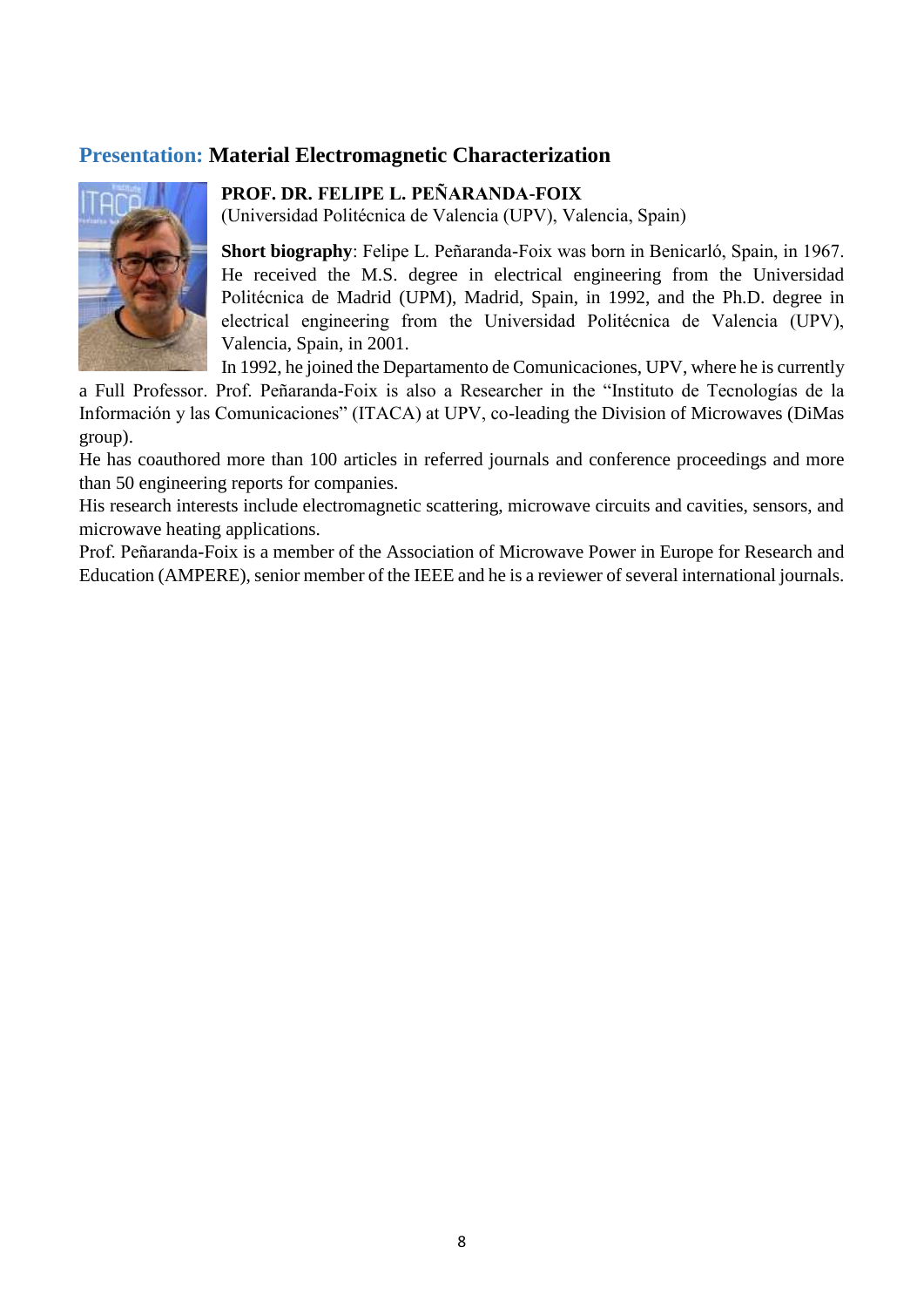## **Presentation:** Material Electromagnetic Characterization

**PROF. DR. FELIPE L. PEÑARANDA-FOIX**
(Universidad Politécnica de Valencia (UPV), Valencia, Spain)

**Short biography**: Felipe L. Peñaranda-Foix was born in Benicarló, Spain, in 1967. He received the M.S. degree in electrical engineering from the Universidad Politécnica de Madrid (UPM), Madrid, Spain, in 1992, and the Ph.D. degree in electrical engineering from the Universidad Politécnica de Valencia (UPV), Valencia, Spain, in 2001.

In 1992, he joined the Departamento de Comunicaciones, UPV, where he is currently a Full Professor. Prof. Peñaranda-Foix is also a Researcher in the "Instituto de Tecnologías de la Información y las Comunicaciones" (ITACA) at UPV, co-leading the Division of Microwaves (DiMas group).

He has coauthored more than 100 articles in referred journals and conference proceedings and more than 50 engineering reports for companies.

His research interests include electromagnetic scattering, microwave circuits and cavities, sensors, and microwave heating applications.

Prof. Peñaranda-Foix is a member of the Association of Microwave Power in Europe for Research and Education (AMPERE), senior member of the IEEE and he is a reviewer of several international journals.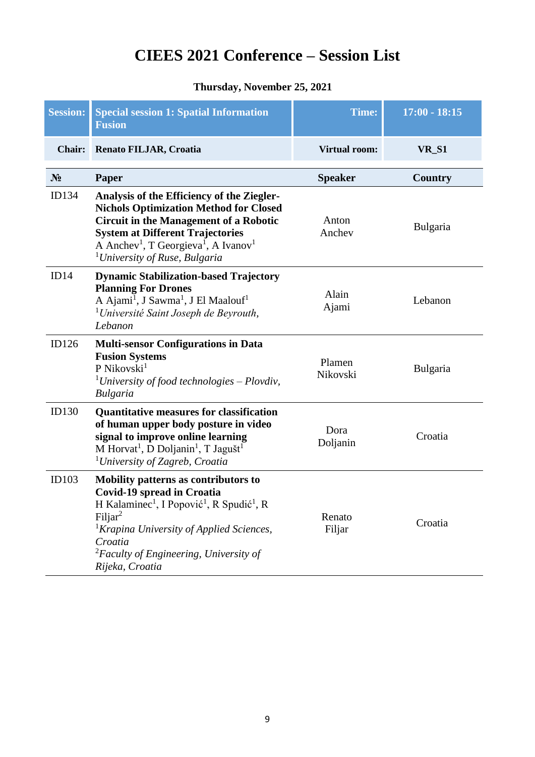# CIEES 2021 Conference – Session List

**Thursday, November 25, 2021**

| **Session:** | **Special session 1: Spatial Information Fusion** | **Time:** | **17:00 - 18:15** |
|---|---|---|---|
| **Chair:** | **Renato FILJAR, Croatia** | **Virtual room:** | **VR_S1** |

| **№** | **Paper** | **Speaker** | **Country** |
|---|---|---|---|
| ID134 | **Analysis of the Efficiency of the Ziegler-Nichols Optimization Method for Closed Circuit in the Management of a Robotic System at Different Trajectories**<br>A Anchev[1], T Georgieva[1], A Ivanov[1]<br>[1]*University of Ruse, Bulgaria* | Anton Anchev | Bulgaria |
| ID14 | **Dynamic Stabilization-based Trajectory Planning For Drones**<br>A Ajami[1], J Sawma[1], J El Maalouf[1]<br>[1]*Université Saint Joseph de Beyrouth, Lebanon* | Alain Ajami | Lebanon |
| ID126 | **Multi-sensor Configurations in Data Fusion Systems**<br>P Nikovski[1]<br>[1]*University of food technologies – Plovdiv, Bulgaria* | Plamen Nikovski | Bulgaria |
| ID130 | **Quantitative measures for classification of human upper body posture in video signal to improve online learning**<br>M Horvat[1], D Doljanin[1], T Jagušt[1]<br>[1]*University of Zagreb, Croatia* | Dora Doljanin | Croatia |
| ID103 | **Mobility patterns as contributors to Covid-19 spread in Croatia**<br>H Kalaminec[1], I Popović[1], R Spudić[1], R Filjar[2]<br>[1]*Krapina University of Applied Sciences, Croatia*<br>[2]*Faculty of Engineering, University of Rijeka, Croatia* | Renato Filjar | Croatia |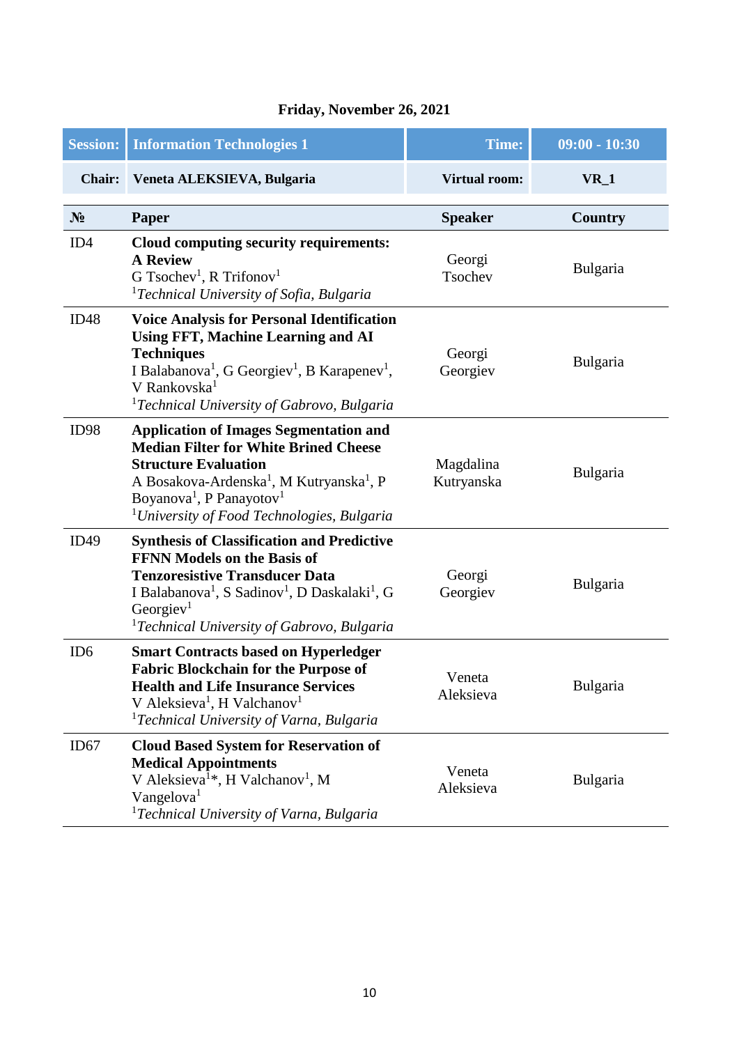## Friday, November 26, 2021

| **Session:** | **Information Technologies 1** | **Time:** | **09:00 - 10:30** |
|---|---|---|---|
| **Chair:** | **Veneta ALEKSIEVA, Bulgaria** | **Virtual room:** | **VR_1** |

| **№** | **Paper** | **Speaker** | **Country** |
|---|---|---|---|
| ID4 | **Cloud computing security requirements: A Review**<br>G Tsochev[1], R Trifonov[1]<br>[1]*Technical University of Sofia, Bulgaria* | Georgi Tsochev | Bulgaria |
| ID48 | **Voice Analysis for Personal Identification Using FFT, Machine Learning and AI Techniques**<br>I Balabanova[1], G Georgiev[1], B Karapenev[1], V Rankovska[1]<br>[1]*Technical University of Gabrovo, Bulgaria* | Georgi Georgiev | Bulgaria |
| ID98 | **Application of Images Segmentation and Median Filter for White Brined Cheese Structure Evaluation**<br>A Bosakova-Ardenska[1], M Kutryanska[1], P Boyanova[1], P Panayotov[1]<br>[1]*University of Food Technologies, Bulgaria* | Magdalina Kutryanska | Bulgaria |
| ID49 | **Synthesis of Classification and Predictive FFNN Models on the Basis of Tenzoresistive Transducer Data**<br>I Balabanova[1], S Sadinov[1], D Daskalaki[1], G Georgiev[1]<br>[1]*Technical University of Gabrovo, Bulgaria* | Georgi Georgiev | Bulgaria |
| ID6 | **Smart Contracts based on Hyperledger Fabric Blockchain for the Purpose of Health and Life Insurance Services**<br>V Aleksieva[1], H Valchanov[1]<br>[1]*Technical University of Varna, Bulgaria* | Veneta Aleksieva | Bulgaria |
| ID67 | **Cloud Based System for Reservation of Medical Appointments**<br>V Aleksieva[1]*, H Valchanov[1], M Vangelova[1]<br>[1]*Technical University of Varna, Bulgaria* | Veneta Aleksieva | Bulgaria |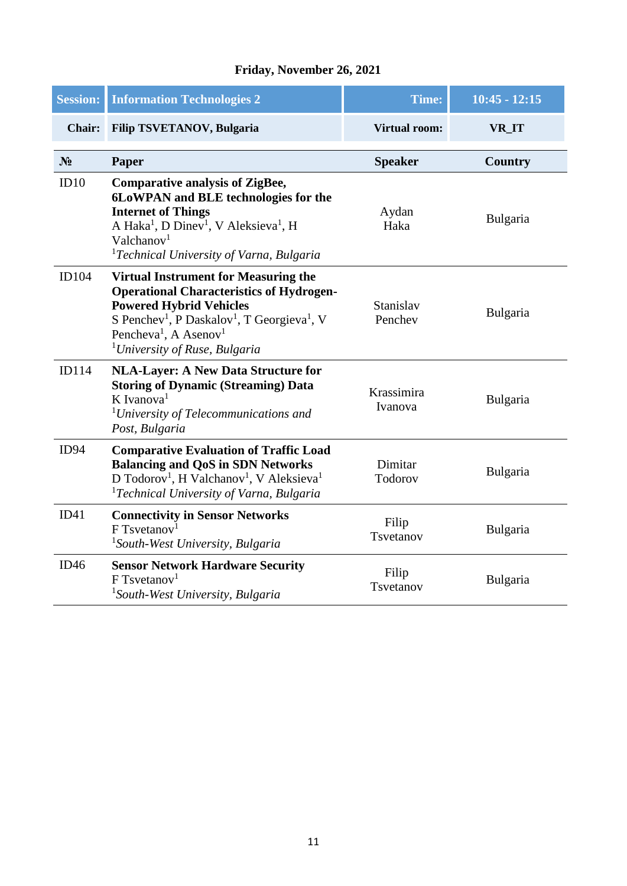**Friday, November 26, 2021**

| **Session:** | **Information Technologies 2** | **Time:** | **10:45 - 12:15** |
|---|---|---|---|
| **Chair:** | **Filip TSVETANOV, Bulgaria** | **Virtual room:** | **VR_IT** |

| **№** | **Paper** | **Speaker** | **Country** |
|---|---|---|---|
| ID10 | **Comparative analysis of ZigBee, 6LoWPAN and BLE technologies for the Internet of Things** A Haka[1], D Dinev[1], V Aleksieva[1], H Valchanov[1] [1]*Technical University of Varna, Bulgaria* | Aydan Haka | Bulgaria |
| ID104 | **Virtual Instrument for Measuring the Operational Characteristics of Hydrogen-Powered Hybrid Vehicles** S Penchev[1], P Daskalov[1], T Georgieva[1], V Pencheva[1], A Asenov[1] [1]*University of Ruse, Bulgaria* | Stanislav Penchev | Bulgaria |
| ID114 | **NLA-Layer: A New Data Structure for Storing of Dynamic (Streaming) Data** K Ivanova[1] [1]*University of Telecommunications and Post, Bulgaria* | Krassimira Ivanova | Bulgaria |
| ID94 | **Comparative Evaluation of Traffic Load Balancing and QoS in SDN Networks** D Todorov[1], H Valchanov[1], V Aleksieva[1] [1]*Technical University of Varna, Bulgaria* | Dimitar Todorov | Bulgaria |
| ID41 | **Connectivity in Sensor Networks** F Tsvetanov[1] [1]*South-West University, Bulgaria* | Filip Tsvetanov | Bulgaria |
| ID46 | **Sensor Network Hardware Security** F Tsvetanov[1] [1]*South-West University, Bulgaria* | Filip Tsvetanov | Bulgaria |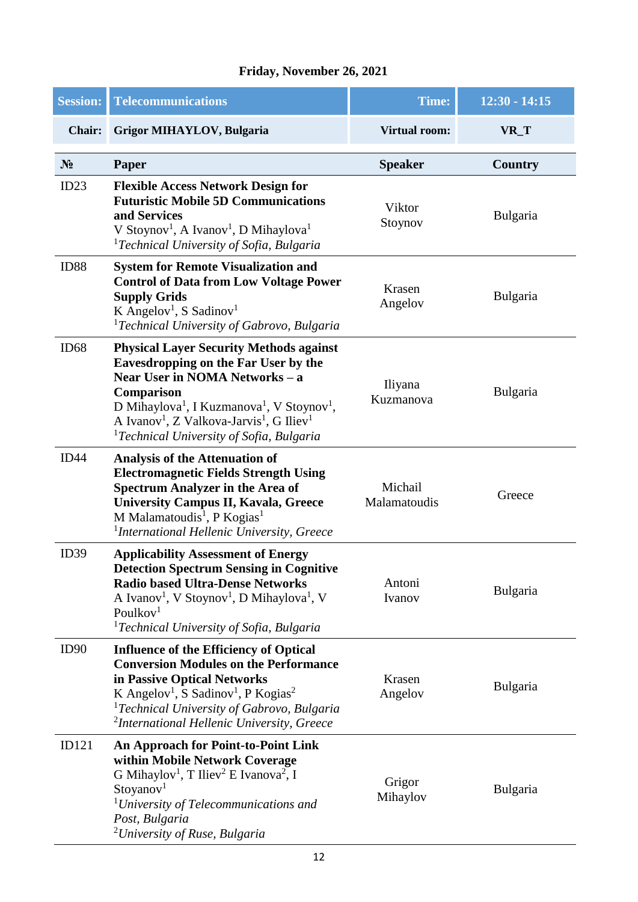**Friday, November 26, 2021**

| **Session:** | **Telecommunications** | **Time:** | **12:30 - 14:15** |
|---|---|---|---|
| **Chair:** | **Grigor MIHAYLOV, Bulgaria** | **Virtual room:** | **VR_T** |

| **№** | **Paper** | **Speaker** | **Country** |
|---|---|---|---|
| ID23 | **Flexible Access Network Design for Futuristic Mobile 5D Communications and Services**<br>V Stoynov[1], A Ivanov[1], D Mihaylova[1]<br>[1]*Technical University of Sofia, Bulgaria* | Viktor Stoynov | Bulgaria |
| ID88 | **System for Remote Visualization and Control of Data from Low Voltage Power Supply Grids**<br>K Angelov[1], S Sadinov[1]<br>[1]*Technical University of Gabrovo, Bulgaria* | Krasen Angelov | Bulgaria |
| ID68 | **Physical Layer Security Methods against Eavesdropping on the Far User by the Near User in NOMA Networks – a Comparison**<br>D Mihaylova[1], I Kuzmanova[1], V Stoynov[1], A Ivanov[1], Z Valkova-Jarvis[1], G Iliev[1]<br>[1]*Technical University of Sofia, Bulgaria* | Iliyana Kuzmanova | Bulgaria |
| ID44 | **Analysis of the Attenuation of Electromagnetic Fields Strength Using Spectrum Analyzer in the Area of University Campus II, Kavala, Greece**<br>M Malamatoudis[1], P Kogias[1]<br>[1]*International Hellenic University, Greece* | Michail Malamatoudis | Greece |
| ID39 | **Applicability Assessment of Energy Detection Spectrum Sensing in Cognitive Radio based Ultra-Dense Networks**<br>A Ivanov[1], V Stoynov[1], D Mihaylova[1], V Poulkov[1]<br>[1]*Technical University of Sofia, Bulgaria* | Antoni Ivanov | Bulgaria |
| ID90 | **Influence of the Efficiency of Optical Conversion Modules on the Performance in Passive Optical Networks**<br>K Angelov[1], S Sadinov[1], P Kogias[2]<br>[1]*Technical University of Gabrovo, Bulgaria*<br>[2]*International Hellenic University, Greece* | Krasen Angelov | Bulgaria |
| ID121 | **An Approach for Point-to-Point Link within Mobile Network Coverage**<br>G Mihaylov[1], T Iliev[2] E Ivanova[2], I Stoyanov[1]<br>[1]*University of Telecommunications and Post, Bulgaria*<br>[2]*University of Ruse, Bulgaria* | Grigor Mihaylov | Bulgaria |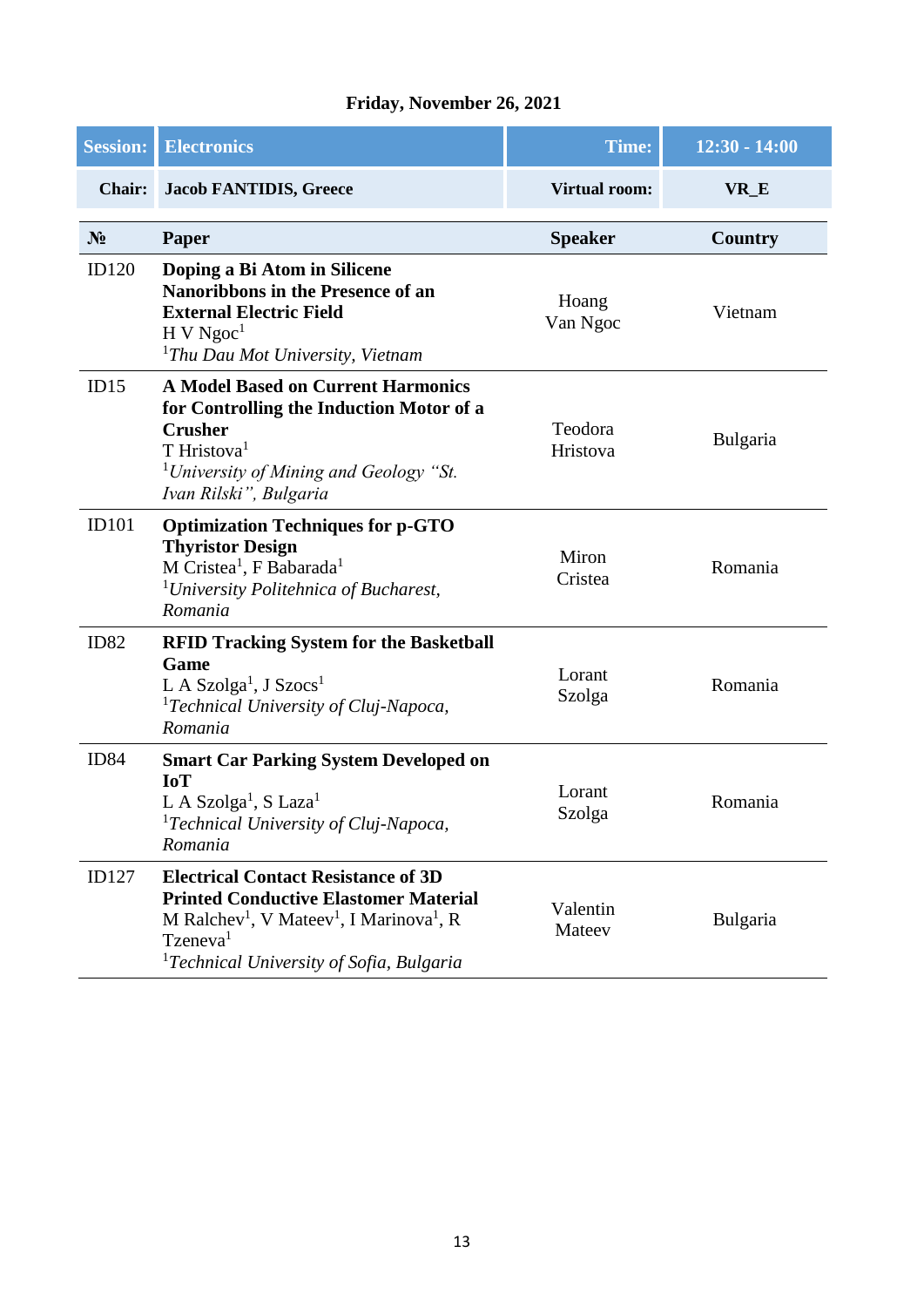**Friday, November 26, 2021**

| **Session:** | **Electronics** | **Time:** | **12:30 - 14:00** |
|---|---|---|---|
| **Chair:** | **Jacob FANTIDIS, Greece** | **Virtual room:** | **VR_E** |

| **№** | **Paper** | **Speaker** | **Country** |
|---|---|---|---|
| ID120 | **Doping a Bi Atom in Silicene Nanoribbons in the Presence of an External Electric Field**<br>H V Ngoc[1]<br>[1]*Thu Dau Mot University, Vietnam* | Hoang Van Ngoc | Vietnam |
| ID15 | **A Model Based on Current Harmonics for Controlling the Induction Motor of a Crusher**<br>T Hristova[1]<br>[1]*University of Mining and Geology "St. Ivan Rilski", Bulgaria* | Teodora Hristova | Bulgaria |
| ID101 | **Optimization Techniques for p-GTO Thyristor Design**<br>M Cristea[1], F Babarada[1]<br>[1]*University Politehnica of Bucharest, Romania* | Miron Cristea | Romania |
| ID82 | **RFID Tracking System for the Basketball Game**<br>L A Szolga[1], J Szocs[1]<br>[1]*Technical University of Cluj-Napoca, Romania* | Lorant Szolga | Romania |
| ID84 | **Smart Car Parking System Developed on IoT**<br>L A Szolga[1], S Laza[1]<br>[1]*Technical University of Cluj-Napoca, Romania* | Lorant Szolga | Romania |
| ID127 | **Electrical Contact Resistance of 3D Printed Conductive Elastomer Material**<br>M Ralchev[1], V Mateev[1], I Marinova[1], R Tzeneva[1]<br>[1]*Technical University of Sofia, Bulgaria* | Valentin Mateev | Bulgaria |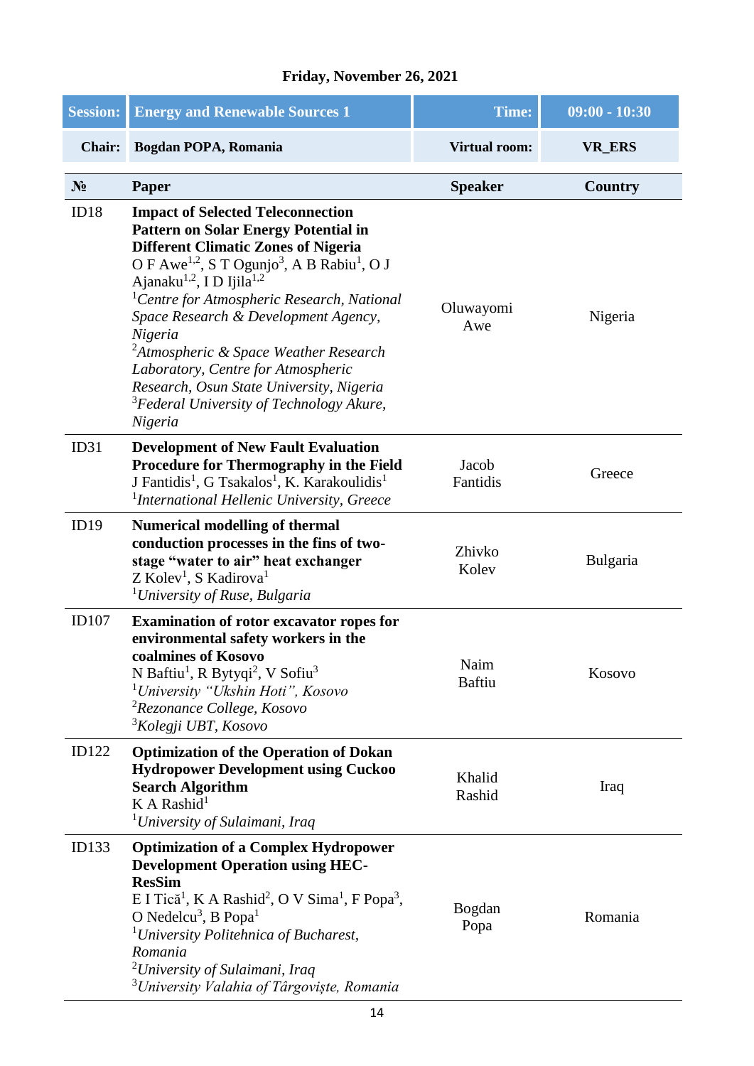## Friday, November 26, 2021

| **Session:** | **Energy and Renewable Sources 1** | **Time:** | **09:00 - 10:30** |
|---|---|---|---|
| **Chair:** | **Bogdan POPA, Romania** | **Virtual room:** | **VR_ERS** |

| **№** | **Paper** | **Speaker** | **Country** |
|---|---|---|---|
| ID18 | **Impact of Selected Teleconnection Pattern on Solar Energy Potential in Different Climatic Zones of Nigeria**<br>O F Awe[1,2], S T Ogunjo[3], A B Rabiu[1], O J Ajanaku[1,2], I D Ijila[1,2]<br>[1]*Centre for Atmospheric Research, National Space Research & Development Agency, Nigeria*<br>[2]*Atmospheric & Space Weather Research Laboratory, Centre for Atmospheric Research, Osun State University, Nigeria*<br>[3]*Federal University of Technology Akure, Nigeria* | Oluwayomi Awe | Nigeria |
| ID31 | **Development of New Fault Evaluation Procedure for Thermography in the Field**<br>J Fantidis[1], G Tsakalos[1], K. Karakoulidis[1]<br>[1]*International Hellenic University, Greece* | Jacob Fantidis | Greece |
| ID19 | **Numerical modelling of thermal conduction processes in the fins of two-stage "water to air" heat exchanger**<br>Z Kolev[1], S Kadirova[1]<br>[1]*University of Ruse, Bulgaria* | Zhivko Kolev | Bulgaria |
| ID107 | **Examination of rotor excavator ropes for environmental safety workers in the coalmines of Kosovo**<br>N Baftiu[1], R Bytyqi[2], V Sofiu[3]<br>[1]*University "Ukshin Hoti", Kosovo*<br>[2]*Rezonance College, Kosovo*<br>[3]*Kolegji UBT, Kosovo* | Naim Baftiu | Kosovo |
| ID122 | **Optimization of the Operation of Dokan Hydropower Development using Cuckoo Search Algorithm**<br>K A Rashid[1]<br>[1]*University of Sulaimani, Iraq* | Khalid Rashid | Iraq |
| ID133 | **Optimization of a Complex Hydropower Development Operation using HEC-ResSim**<br>E I Tică[1], K A Rashid[2], O V Sima[1], F Popa[3], O Nedelcu[3], B Popa[1]<br>[1]*University Politehnica of Bucharest, Romania*<br>[2]*University of Sulaimani, Iraq*<br>[3]*University Valahia of Târgoviște, Romania* | Bogdan Popa | Romania |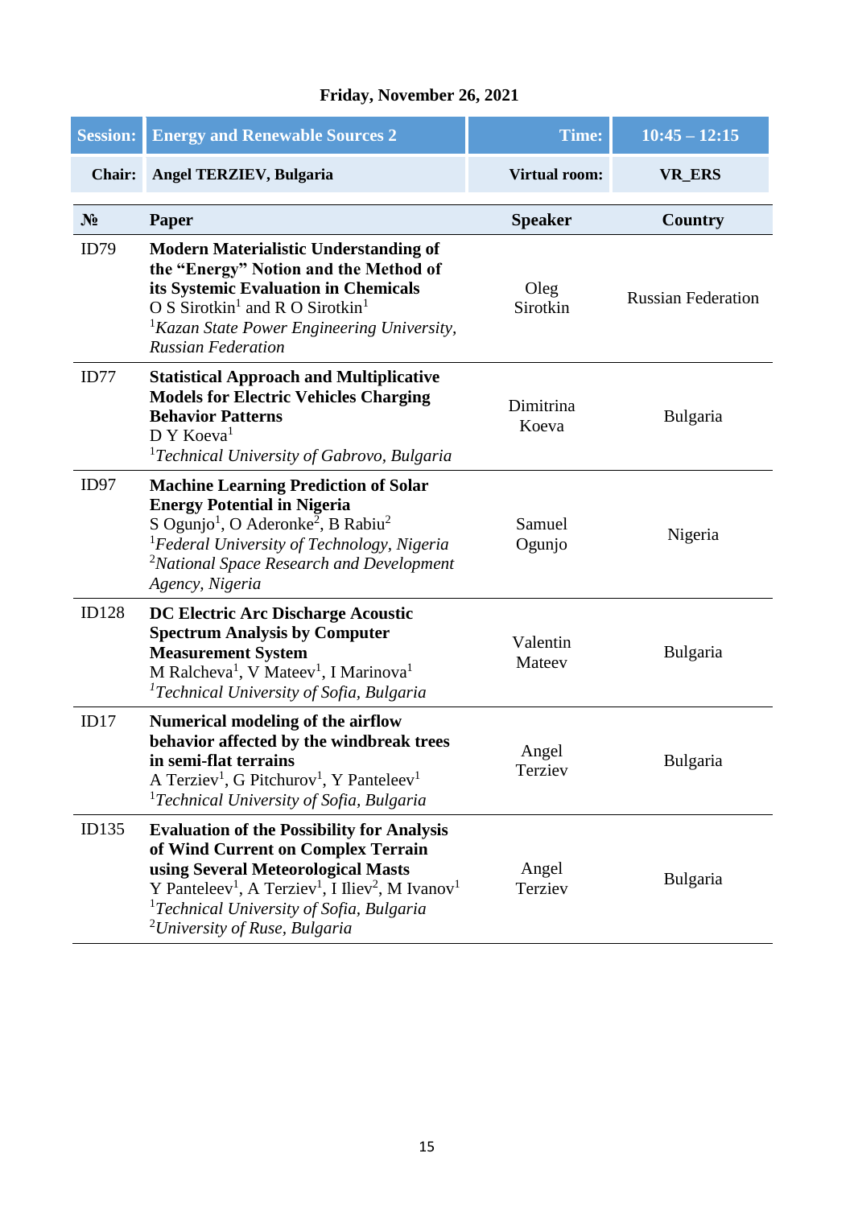**Friday, November 26, 2021**

| Session: | Energy and Renewable Sources 2 | Time: | 10:45 – 12:15 |
|---|---|---|---|
| Chair: | Angel TERZIEV, Bulgaria | Virtual room: | VR_ERS |

| № | Paper | Speaker | Country |
|---|---|---|---|
| ID79 | **Modern Materialistic Understanding of the “Energy” Notion and the Method of its Systemic Evaluation in Chemicals**<br>O S Sirotkin[1] and R O Sirotkin[1]<br>[1]*Kazan State Power Engineering University, Russian Federation* | Oleg Sirotkin | Russian Federation |
| ID77 | **Statistical Approach and Multiplicative Models for Electric Vehicles Charging Behavior Patterns**<br>D Y Koeva[1]<br>[1]*Technical University of Gabrovo, Bulgaria* | Dimitrina Koeva | Bulgaria |
| ID97 | **Machine Learning Prediction of Solar Energy Potential in Nigeria**<br>S Ogunjo[1], O Aderonke[2], B Rabiu[2]<br>[1]*Federal University of Technology, Nigeria*<br>[2]*National Space Research and Development Agency, Nigeria* | Samuel Ogunjo | Nigeria |
| ID128 | **DC Electric Arc Discharge Acoustic Spectrum Analysis by Computer Measurement System**<br>M Ralcheva[1], V Mateev[1], I Marinova[1]<br>[1]*Technical University of Sofia, Bulgaria* | Valentin Mateev | Bulgaria |
| ID17 | **Numerical modeling of the airflow behavior affected by the windbreak trees in semi-flat terrains**<br>A Terziev[1], G Pitchurov[1], Y Panteleev[1]<br>[1]*Technical University of Sofia, Bulgaria* | Angel Terziev | Bulgaria |
| ID135 | **Evaluation of the Possibility for Analysis of Wind Current on Complex Terrain using Several Meteorological Masts**<br>Y Panteleev[1], A Terziev[1], I Iliev[2], M Ivanov[1]<br>[1]*Technical University of Sofia, Bulgaria*<br>[2]*University of Ruse, Bulgaria* | Angel Terziev | Bulgaria |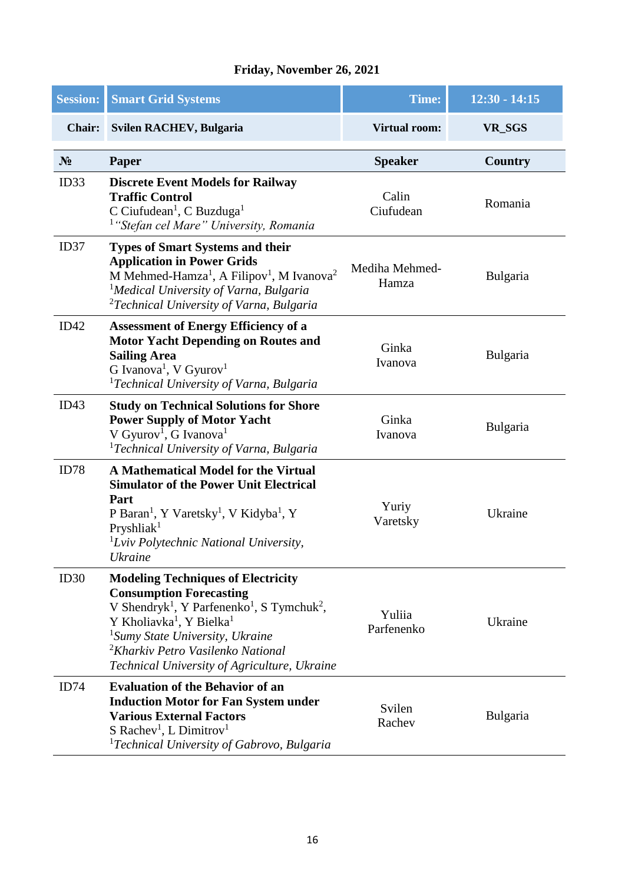**Friday, November 26, 2021**

| **Session:** | **Smart Grid Systems** | **Time:** | **12:30 - 14:15** |
|---|---|---|---|
| **Chair:** | **Svilen RACHEV, Bulgaria** | **Virtual room:** | **VR_SGS** |

| **№** | **Paper** | **Speaker** | **Country** |
|---|---|---|---|
| ID33 | **Discrete Event Models for Railway Traffic Control**<br>C Ciufudean[1], C Buzduga[1]<br>[1] *"Stefan cel Mare" University, Romania* | Calin Ciufudean | Romania |
| ID37 | **Types of Smart Systems and their Application in Power Grids**<br>M Mehmed-Hamza[1], A Filipov[1], M Ivanova[2]<br>[1]*Medical University of Varna, Bulgaria*<br>[2]*Technical University of Varna, Bulgaria* | Mediha Mehmed-Hamza | Bulgaria |
| ID42 | **Assessment of Energy Efficiency of a Motor Yacht Depending on Routes and Sailing Area**<br>G Ivanova[1], V Gyurov[1]<br>[1]*Technical University of Varna, Bulgaria* | Ginka Ivanova | Bulgaria |
| ID43 | **Study on Technical Solutions for Shore Power Supply of Motor Yacht**<br>V Gyurov[1], G Ivanova[1]<br>[1]*Technical University of Varna, Bulgaria* | Ginka Ivanova | Bulgaria |
| ID78 | **A Mathematical Model for the Virtual Simulator of the Power Unit Electrical Part**<br>P Baran[1], Y Varetsky[1], V Kidyba[1], Y Pryshliak[1]<br>[1]*Lviv Polytechnic National University, Ukraine* | Yuriy Varetsky | Ukraine |
| ID30 | **Modeling Techniques of Electricity Consumption Forecasting**<br>V Shendryk[1], Y Parfenenko[1], S Tymchuk[2], Y Kholiavka[1], Y Bielka[1]<br>[1]*Sumy State University, Ukraine*<br>[2]*Kharkiv Petro Vasilenko National Technical University of Agriculture, Ukraine* | Yuliia Parfenenko | Ukraine |
| ID74 | **Evaluation of the Behavior of an Induction Motor for Fan System under Various External Factors**<br>S Rachev[1], L Dimitrov[1]<br>[1]*Technical University of Gabrovo, Bulgaria* | Svilen Rachev | Bulgaria |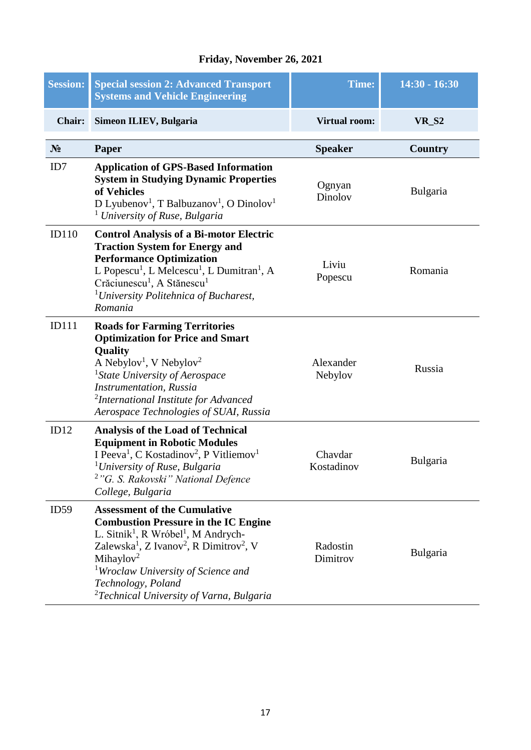**Friday, November 26, 2021**

| **Session:** | **Special session 2: Advanced Transport Systems and Vehicle Engineering** | **Time:** | **14:30 - 16:30** |
|---|---|---|---|
| **Chair:** | **Simeon ILIEV, Bulgaria** | **Virtual room:** | **VR_S2** |

| **№** | **Paper** | **Speaker** | **Country** |
|---|---|---|---|
| ID7 | **Application of GPS-Based Information System in Studying Dynamic Properties of Vehicles**<br>D Lyubenov[1], T Balbuzanov[1], O Dinolov[1]<br>[1] *University of Ruse, Bulgaria* | Ognyan Dinolov | Bulgaria |
| ID110 | **Control Analysis of a Bi-motor Electric Traction System for Energy and Performance Optimization**<br>L Popescu[1], L Melcescu[1], L Dumitran[1], A Crăciunescu[1], A Stănescu[1]<br>[1]*University Politehnica of Bucharest, Romania* | Liviu Popescu | Romania |
| ID111 | **Roads for Farming Territories Optimization for Price and Smart Quality**<br>A Nebylov[1], V Nebylov[2]<br>[1]*State University of Aerospace Instrumentation, Russia*<br>[2]*International Institute for Advanced Aerospace Technologies of SUAI, Russia* | Alexander Nebylov | Russia |
| ID12 | **Analysis of the Load of Technical Equipment in Robotic Modules**<br>I Peeva[1], C Kostadinov[2], P Vitliemov[1]<br>[1]*University of Ruse, Bulgaria*<br>[2] *"G. S. Rakovski" National Defence College, Bulgaria* | Chavdar Kostadinov | Bulgaria |
| ID59 | **Assessment of the Cumulative Combustion Pressure in the IC Engine**<br>L. Sitnik[1], R Wróbel[1], M Andrych-Zalewska[1], Z Ivanov[2], R Dimitrov[2], V Mihaylov[2]<br>[1]*Wroclaw University of Science and Technology, Poland*<br>[2]*Technical University of Varna, Bulgaria* | Radostin Dimitrov | Bulgaria |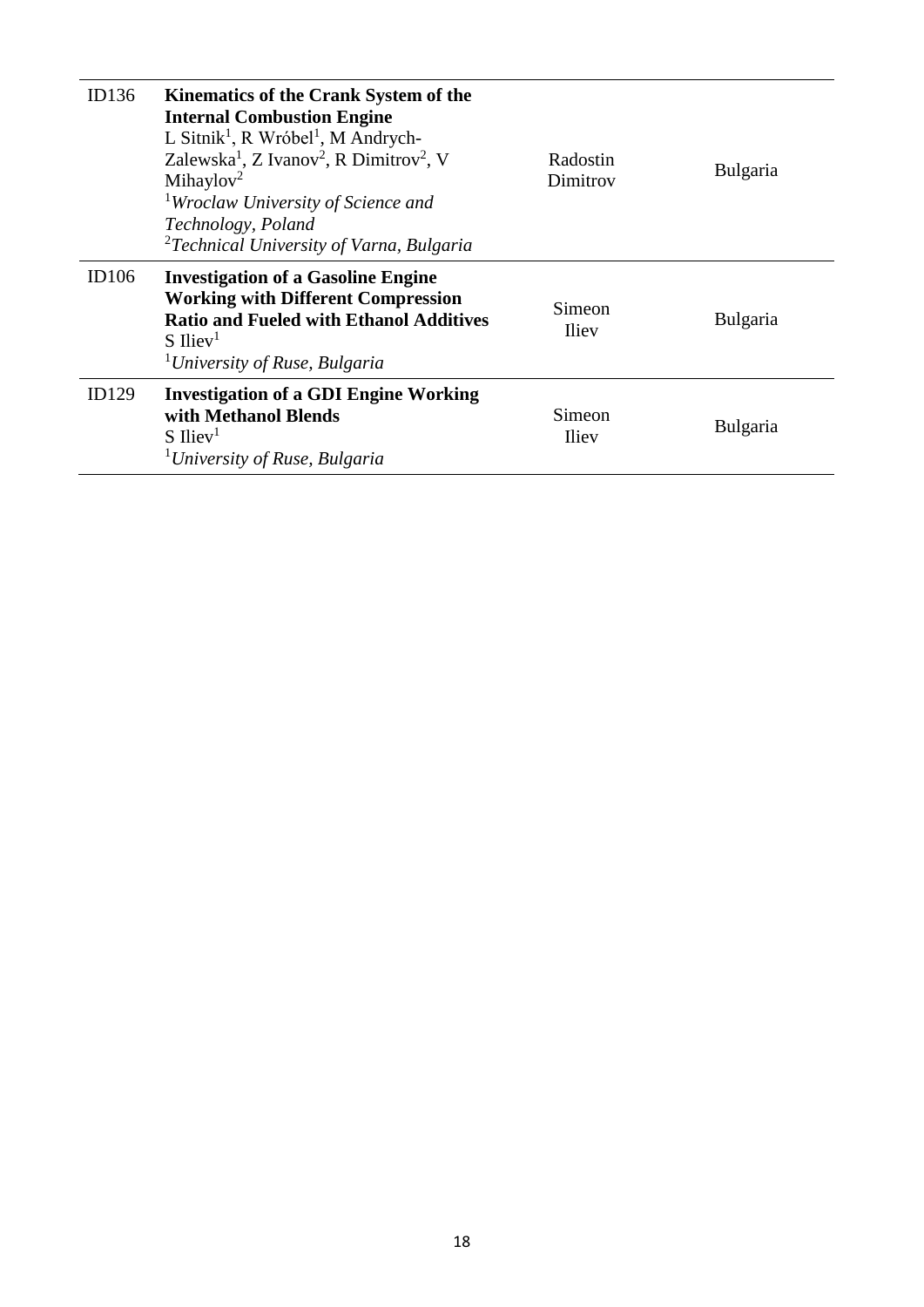| | | | |
|---|---|---|---|
| ID136 | **Kinematics of the Crank System of the Internal Combustion Engine**<br>L Sitnik[1], R Wróbel[1], M Andrych-Zalewska[1], Z Ivanov[2], R Dimitrov[2], V Mihaylov[2]<br>[1]*Wroclaw University of Science and Technology, Poland*<br>[2]*Technical University of Varna, Bulgaria* | Radostin Dimitrov | Bulgaria |
| ID106 | **Investigation of a Gasoline Engine Working with Different Compression Ratio and Fueled with Ethanol Additives**<br>S Iliev[1]<br>[1]*University of Ruse, Bulgaria* | Simeon Iliev | Bulgaria |
| ID129 | **Investigation of a GDI Engine Working with Methanol Blends**<br>S Iliev[1]<br>[1]*University of Ruse, Bulgaria* | Simeon Iliev | Bulgaria |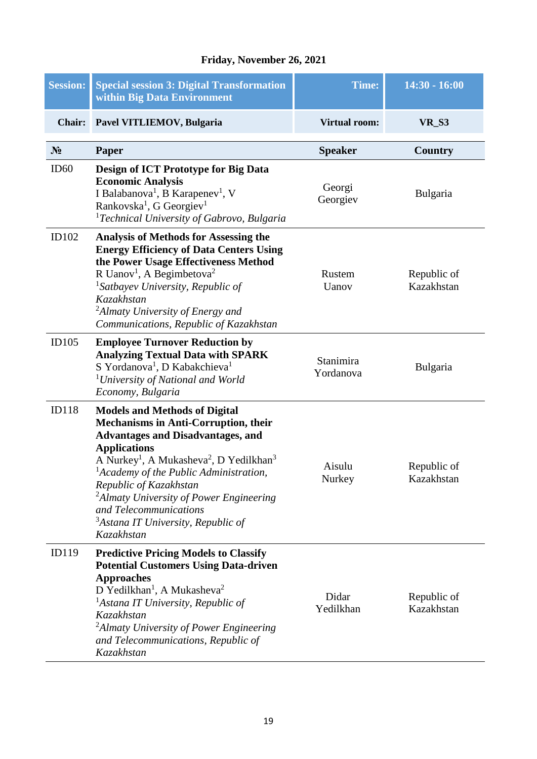**Friday, November 26, 2021**

| **Session:** | **Special session 3: Digital Transformation within Big Data Environment** | **Time:** | **14:30 - 16:00** |
|---|---|---|---|
| **Chair:** | **Pavel VITLIEMOV, Bulgaria** | **Virtual room:** | **VR_S3** |

| **№** | **Paper** | **Speaker** | **Country** |
|---|---|---|---|
| ID60 | **Design of ICT Prototype for Big Data Economic Analysis**<br>I Balabanova[1], B Karapenev[1], V Rankovska[1], G Georgiev[1]<br>[1]*Technical University of Gabrovo, Bulgaria* | Georgi Georgiev | Bulgaria |
| ID102 | **Analysis of Methods for Assessing the Energy Efficiency of Data Centers Using the Power Usage Effectiveness Method**<br>R Uanov[1], A Begimbetova[2]<br>[1]*Satbayev University, Republic of Kazakhstan*<br>[2]*Almaty University of Energy and Communications, Republic of Kazakhstan* | Rustem Uanov | Republic of Kazakhstan |
| ID105 | **Employee Turnover Reduction by Analyzing Textual Data with SPARK**<br>S Yordanova[1], D Kabakchieva[1]<br>[1]*University of National and World Economy, Bulgaria* | Stanimira Yordanova | Bulgaria |
| ID118 | **Models and Methods of Digital Mechanisms in Anti-Corruption, their Advantages and Disadvantages, and Applications**<br>A Nurkey[1], A Mukasheva[2], D Yedilkhan[3]<br>[1]*Academy of the Public Administration, Republic of Kazakhstan*<br>[2]*Almaty University of Power Engineering and Telecommunications*<br>[3]*Astana IT University, Republic of Kazakhstan* | Aisulu Nurkey | Republic of Kazakhstan |
| ID119 | **Predictive Pricing Models to Classify Potential Customers Using Data-driven Approaches**<br>D Yedilkhan[1], A Mukasheva[2]<br>[1]*Astana IT University, Republic of Kazakhstan*<br>[2]*Almaty University of Power Engineering and Telecommunications, Republic of Kazakhstan* | Didar Yedilkhan | Republic of Kazakhstan |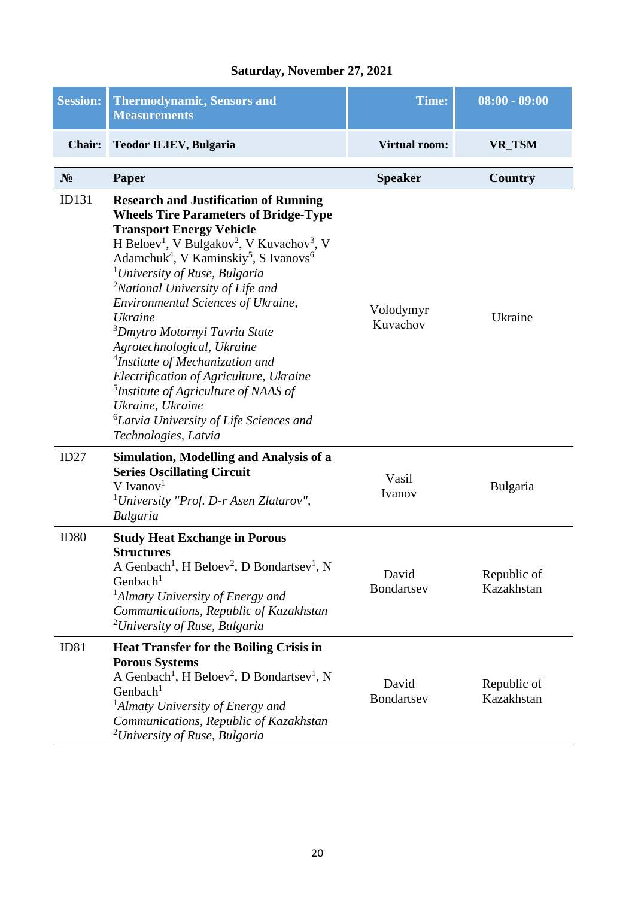## Saturday, November 27, 2021

| Session: | Thermodynamic, Sensors and Measurements | Time: | 08:00 - 09:00 |
|---|---|---|---|
| Chair: | Teodor ILIEV, Bulgaria | Virtual room: | VR_TSM |

| № | Paper | Speaker | Country |
|---|---|---|---|
| ID131 | **Research and Justification of Running Wheels Tire Parameters of Bridge-Type Transport Energy Vehicle**<br>H Beloev[1], V Bulgakov[2], V Kuvachov[3], V Adamchuk[4], V Kaminskiy[5], S Ivanovs[6]<br>[1]*University of Ruse, Bulgaria*<br>[2]*National University of Life and Environmental Sciences of Ukraine, Ukraine*<br>[3]*Dmytro Motornyi Tavria State Agrotechnological, Ukraine*<br>[4]*Institute of Mechanization and Electrification of Agriculture, Ukraine*<br>[5]*Institute of Agriculture of NAAS of Ukraine, Ukraine*<br>[6]*Latvia University of Life Sciences and Technologies, Latvia* | Volodymyr Kuvachov | Ukraine |
| ID27 | **Simulation, Modelling and Analysis of a Series Oscillating Circuit**<br>V Ivanov[1]<br>[1]*University "Prof. D-r Asen Zlatarov", Bulgaria* | Vasil Ivanov | Bulgaria |
| ID80 | **Study Heat Exchange in Porous Structures**<br>A Genbach[1], H Beloev[2], D Bondartsev[1], N Genbach[1]<br>[1]*Almaty University of Energy and Communications, Republic of Kazakhstan*<br>[2]*University of Ruse, Bulgaria* | David Bondartsev | Republic of Kazakhstan |
| ID81 | **Heat Transfer for the Boiling Crisis in Porous Systems**<br>A Genbach[1], H Beloev[2], D Bondartsev[1], N Genbach[1]<br>[1]*Almaty University of Energy and Communications, Republic of Kazakhstan*<br>[2]*University of Ruse, Bulgaria* | David Bondartsev | Republic of Kazakhstan |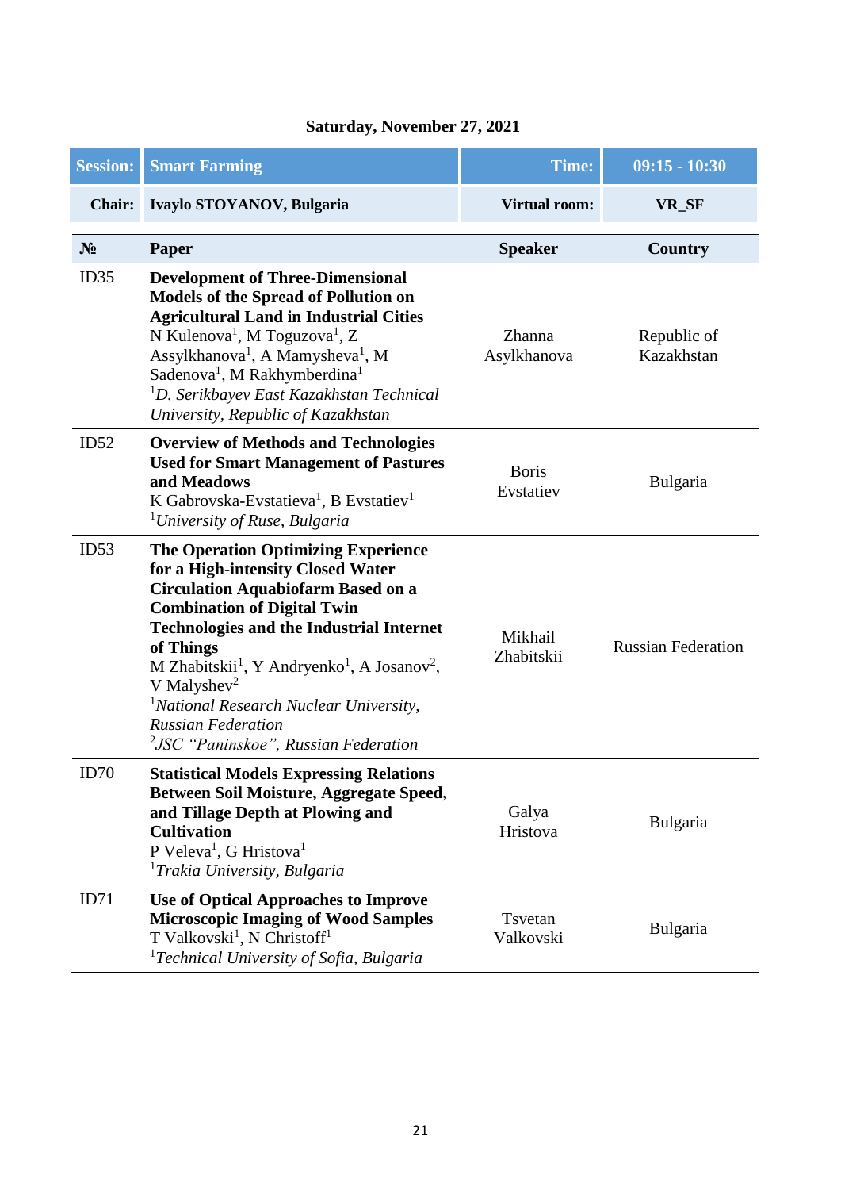**Saturday, November 27, 2021**

| **Session:** | **Smart Farming** | **Time:** | **09:15 - 10:30** |
|---|---|---|---|
| **Chair:** | **Ivaylo STOYANOV, Bulgaria** | **Virtual room:** | **VR_SF** |

| **№** | **Paper** | **Speaker** | **Country** |
|---|---|---|---|
| ID35 | **Development of Three-Dimensional Models of the Spread of Pollution on Agricultural Land in Industrial Cities**<br>N Kulenova[1], M Toguzova[1], Z Assylkhanova[1], A Mamysheva[1], M Sadenova[1], M Rakhymberdina[1]<br>[1]*D. Serikbayev East Kazakhstan Technical University, Republic of Kazakhstan* | Zhanna Asylkhanova | Republic of Kazakhstan |
| ID52 | **Overview of Methods and Technologies Used for Smart Management of Pastures and Meadows**<br>K Gabrovska-Evstatieva[1], B Evstatiev[1]<br>[1]*University of Ruse, Bulgaria* | Boris Evstatiev | Bulgaria |
| ID53 | **The Operation Optimizing Experience for a High-intensity Closed Water Circulation Aquabiofarm Based on a Combination of Digital Twin Technologies and the Industrial Internet of Things**<br>M Zhabitskii[1], Y Andryenko[1], A Josanov[2], V Malyshev[2]<br>[1]*National Research Nuclear University, Russian Federation*<br>[2]*JSC "Paninskoe", Russian Federation* | Mikhail Zhabitskii | Russian Federation |
| ID70 | **Statistical Models Expressing Relations Between Soil Moisture, Aggregate Speed, and Tillage Depth at Plowing and Cultivation**<br>P Veleva[1], G Hristova[1]<br>[1]*Trakia University, Bulgaria* | Galya Hristova | Bulgaria |
| ID71 | **Use of Optical Approaches to Improve Microscopic Imaging of Wood Samples**<br>T Valkovski[1], N Christoff[1]<br>[1]*Technical University of Sofia, Bulgaria* | Tsvetan Valkovski | Bulgaria |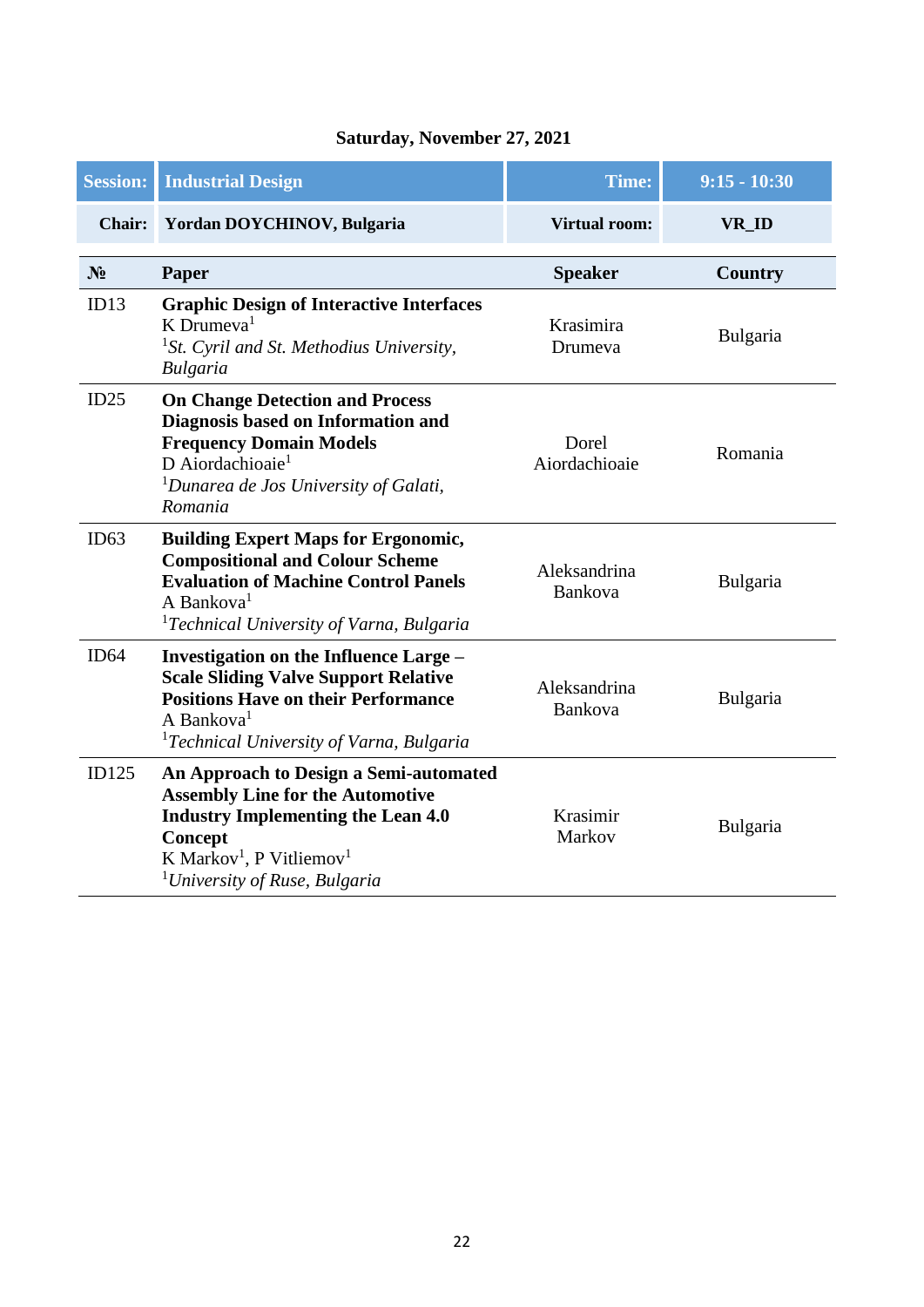**Saturday, November 27, 2021**

| **Session:** | **Industrial Design** | **Time:** | **9:15 - 10:30** |
|---|---|---|---|
| **Chair:** | **Yordan DOYCHINOV, Bulgaria** | **Virtual room:** | **VR_ID** |

| **№** | **Paper** | **Speaker** | **Country** |
|---|---|---|---|
| ID13 | **Graphic Design of Interactive Interfaces**<br>K Drumeva[1]<br>[1]*St. Cyril and St. Methodius University, Bulgaria* | Krasimira Drumeva | Bulgaria |
| ID25 | **On Change Detection and Process Diagnosis based on Information and Frequency Domain Models**<br>D Aiordachioaie[1]<br>[1]*Dunarea de Jos University of Galati, Romania* | Dorel Aiordachioaie | Romania |
| ID63 | **Building Expert Maps for Ergonomic, Compositional and Colour Scheme Evaluation of Machine Control Panels**<br>A Bankova[1]<br>[1]*Technical University of Varna, Bulgaria* | Aleksandrina Bankova | Bulgaria |
| ID64 | **Investigation on the Influence Large – Scale Sliding Valve Support Relative Positions Have on their Performance**<br>A Bankova[1]<br>[1]*Technical University of Varna, Bulgaria* | Aleksandrina Bankova | Bulgaria |
| ID125 | **An Approach to Design a Semi-automated Assembly Line for the Automotive Industry Implementing the Lean 4.0 Concept**<br>K Markov[1], P Vitliemov[1]<br>[1]*University of Ruse, Bulgaria* | Krasimir Markov | Bulgaria |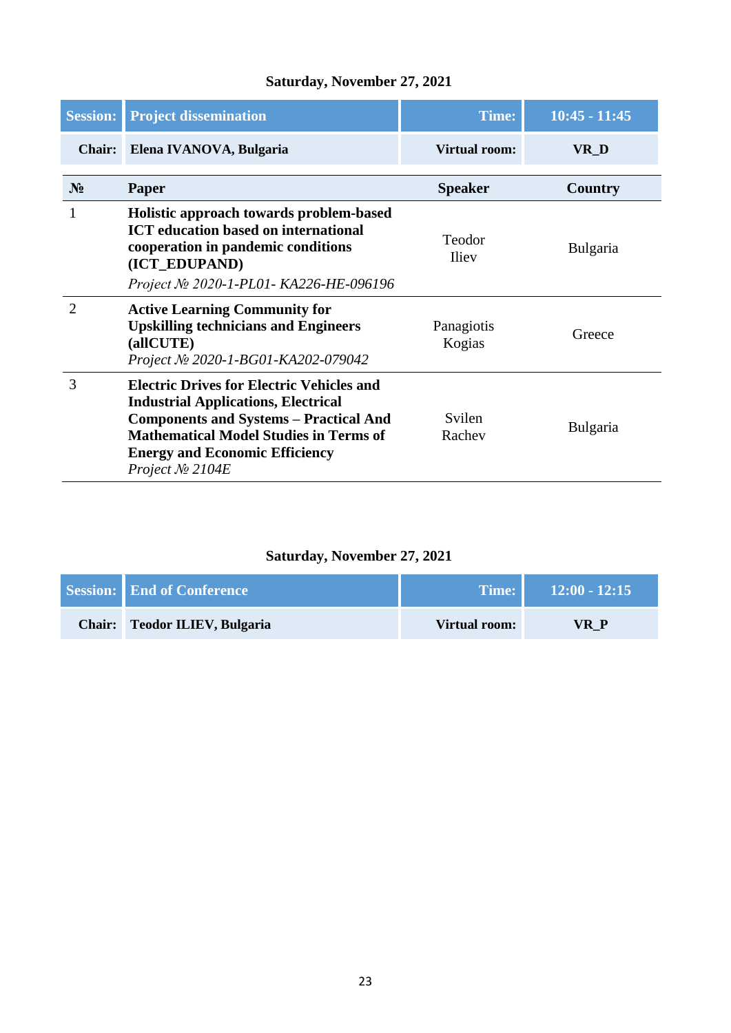### Saturday, November 27, 2021

| Session: | Project dissemination | Time: | 10:45 - 11:45 |
|---|---|---|---|
| Chair: | Elena IVANOVA, Bulgaria | Virtual room: | VR_D |

| № | Paper | Speaker | Country |
|---|---|---|---|
| 1 | **Holistic approach towards problem-based ICT education based on international cooperation in pandemic conditions (ICT_EDUPAND)** *Project № 2020-1-PL01- KA226-HE-096196* | Teodor Iliev | Bulgaria |
| 2 | **Active Learning Community for Upskilling technicians and Engineers (allCUTE)** *Project № 2020-1-BG01-KA202-079042* | Panagiotis Kogias | Greece |
| 3 | **Electric Drives for Electric Vehicles and Industrial Applications, Electrical Components and Systems – Practical And Mathematical Model Studies in Terms of Energy and Economic Efficiency** *Project № 2104E* | Svilen Rachev | Bulgaria |

### Saturday, November 27, 2021

| Session: | End of Conference | Time: | 12:00 - 12:15 |
|---|---|---|---|
| Chair: | Teodor ILIEV, Bulgaria | Virtual room: | VR_P |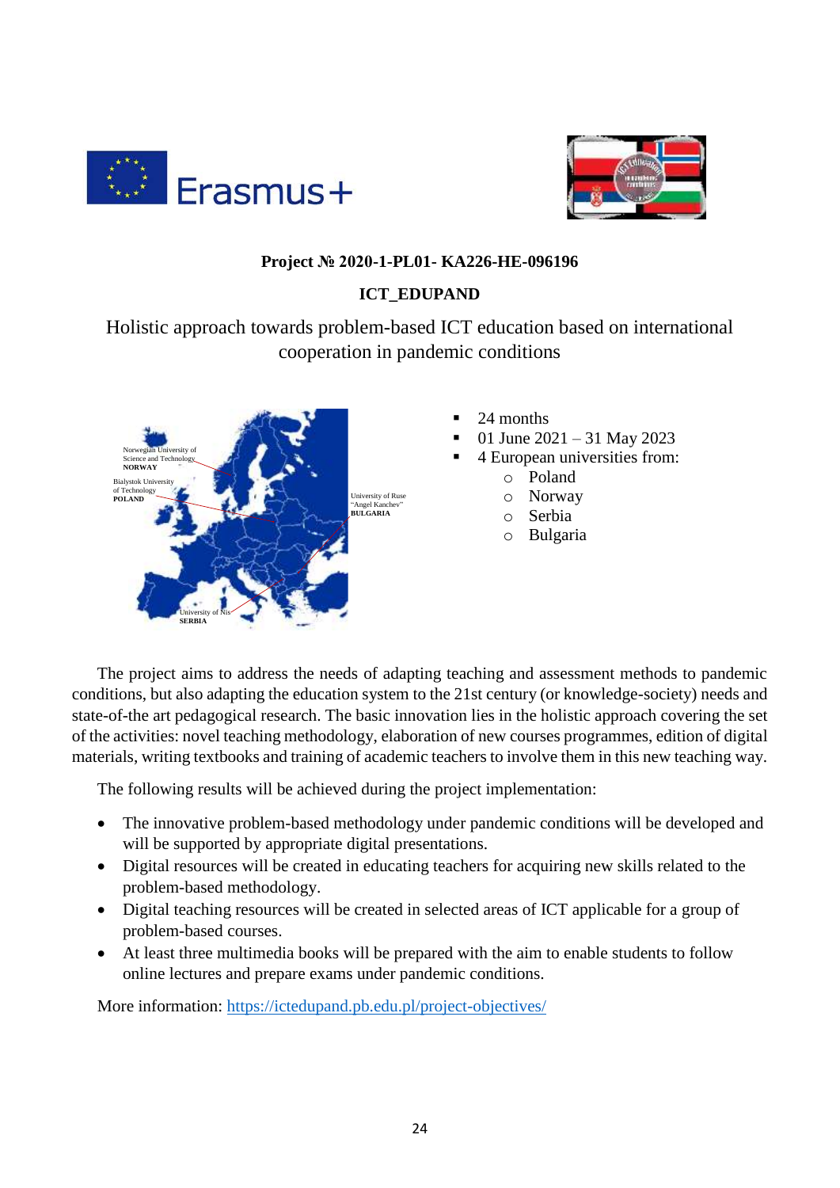**Project № 2020-1-PL01- KA226-HE-096196**

**ICT_EDUPAND**

Holistic approach towards problem-based ICT education based on international cooperation in pandemic conditions

Norwegian University of Science and Technology
**NORWAY**

Bialystok University of Technology
**POLAND**

University of Ruse "Angel Kanchev"
**BULGARIA**

University of Nis
**SERBIA**

- 24 months
- 01 June 2021 – 31 May 2023
- 4 European universities from:
  - Poland
  - Norway
  - Serbia
  - Bulgaria

The project aims to address the needs of adapting teaching and assessment methods to pandemic conditions, but also adapting the education system to the 21st century (or knowledge-society) needs and state-of-the art pedagogical research. The basic innovation lies in the holistic approach covering the set of the activities: novel teaching methodology, elaboration of new courses programmes, edition of digital materials, writing textbooks and training of academic teachers to involve them in this new teaching way.

The following results will be achieved during the project implementation:

- The innovative problem-based methodology under pandemic conditions will be developed and will be supported by appropriate digital presentations.
- Digital resources will be created in educating teachers for acquiring new skills related to the problem-based methodology.
- Digital teaching resources will be created in selected areas of ICT applicable for a group of problem-based courses.
- At least three multimedia books will be prepared with the aim to enable students to follow online lectures and prepare exams under pandemic conditions.

More information: [https://ictedupand.pb.edu.pl/project-objectives/](https://ictedupand.pb.edu.pl/project-objectives/)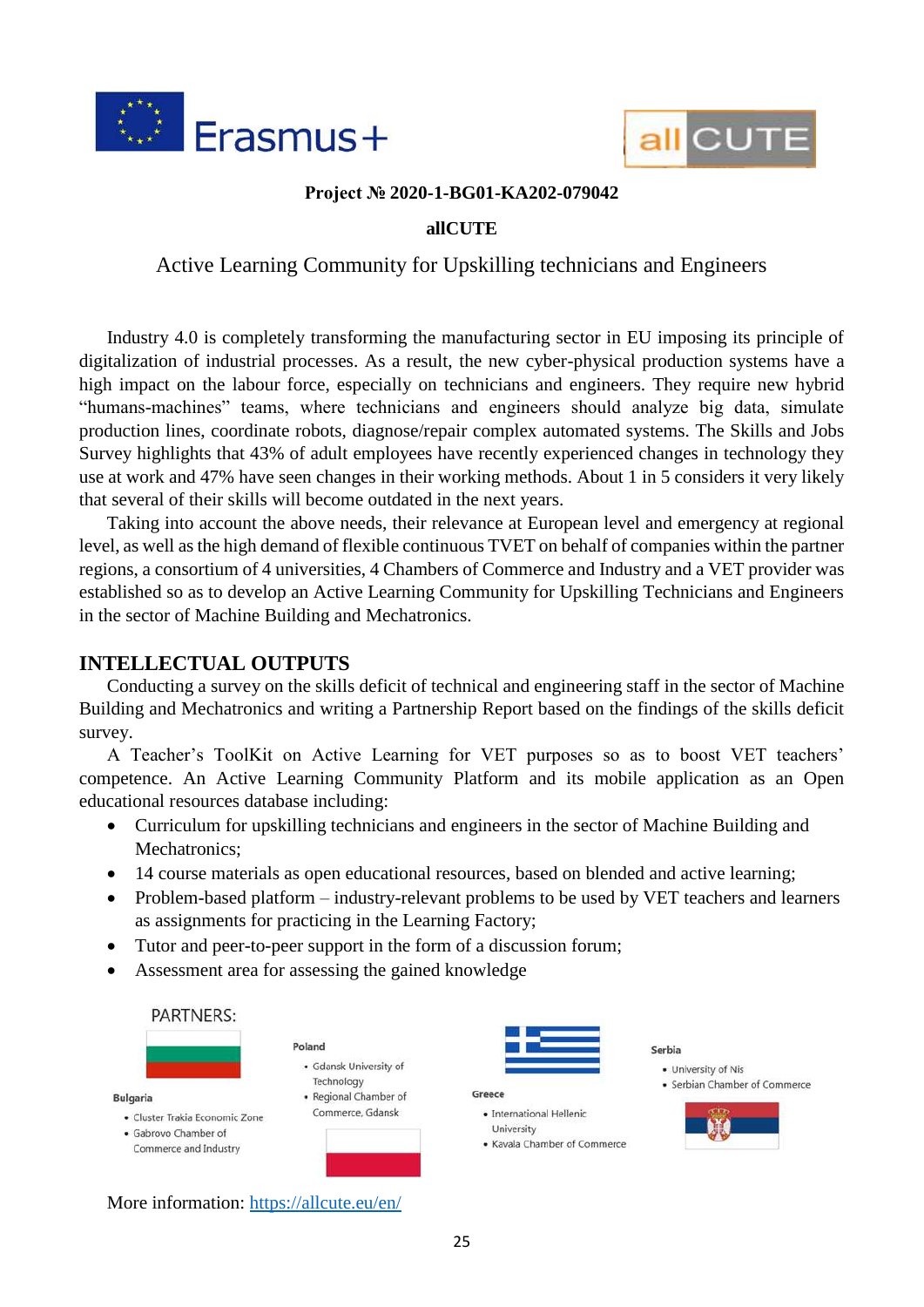**Project № 2020-1-BG01-KA202-079042**

**allCUTE**

Active Learning Community for Upskilling technicians and Engineers

Industry 4.0 is completely transforming the manufacturing sector in EU imposing its principle of digitalization of industrial processes. As a result, the new cyber-physical production systems have a high impact on the labour force, especially on technicians and engineers. They require new hybrid "humans-machines" teams, where technicians and engineers should analyze big data, simulate production lines, coordinate robots, diagnose/repair complex automated systems. The Skills and Jobs Survey highlights that 43% of adult employees have recently experienced changes in technology they use at work and 47% have seen changes in their working methods. About 1 in 5 considers it very likely that several of their skills will become outdated in the next years.

Taking into account the above needs, their relevance at European level and emergency at regional level, as well as the high demand of flexible continuous TVET on behalf of companies within the partner regions, a consortium of 4 universities, 4 Chambers of Commerce and Industry and a VET provider was established so as to develop an Active Learning Community for Upskilling Technicians and Engineers in the sector of Machine Building and Mechatronics.

## INTELLECTUAL OUTPUTS

Conducting a survey on the skills deficit of technical and engineering staff in the sector of Machine Building and Mechatronics and writing a Partnership Report based on the findings of the skills deficit survey.

A Teacher's ToolKit on Active Learning for VET purposes so as to boost VET teachers' competence. An Active Learning Community Platform and its mobile application as an Open educational resources database including:

- Curriculum for upskilling technicians and engineers in the sector of Machine Building and Mechatronics;
- 14 course materials as open educational resources, based on blended and active learning;
- Problem-based platform – industry-relevant problems to be used by VET teachers and learners as assignments for practicing in the Learning Factory;
- Tutor and peer-to-peer support in the form of a discussion forum;
- Assessment area for assessing the gained knowledge

PARTNERS:

**Bulgaria**
- Cluster Trakia Economic Zone
- Gabrovo Chamber of Commerce and Industry

**Poland**
- Gdansk University of Technology
- Regional Chamber of Commerce, Gdansk

**Greece**
- International Hellenic University
- Kavala Chamber of Commerce

**Serbia**
- University of Nis
- Serbian Chamber of Commerce

More information: https://allcute.eu/en/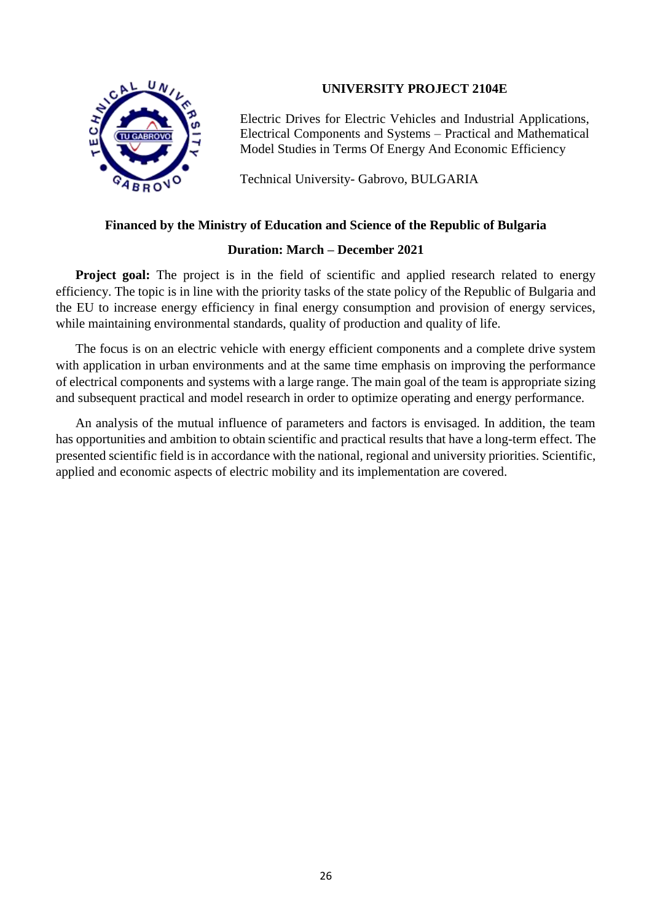## UNIVERSITY PROJECT 2104E

Electric Drives for Electric Vehicles and Industrial Applications, Electrical Components and Systems – Practical and Mathematical Model Studies in Terms Of Energy And Economic Efficiency

Technical University- Gabrovo, BULGARIA

**Financed by the Ministry of Education and Science of the Republic of Bulgaria**

**Duration: March – December 2021**

**Project goal:** The project is in the field of scientific and applied research related to energy efficiency. The topic is in line with the priority tasks of the state policy of the Republic of Bulgaria and the EU to increase energy efficiency in final energy consumption and provision of energy services, while maintaining environmental standards, quality of production and quality of life.

The focus is on an electric vehicle with energy efficient components and a complete drive system with application in urban environments and at the same time emphasis on improving the performance of electrical components and systems with a large range. The main goal of the team is appropriate sizing and subsequent practical and model research in order to optimize operating and energy performance.

An analysis of the mutual influence of parameters and factors is envisaged. In addition, the team has opportunities and ambition to obtain scientific and practical results that have a long-term effect. The presented scientific field is in accordance with the national, regional and university priorities. Scientific, applied and economic aspects of electric mobility and its implementation are covered.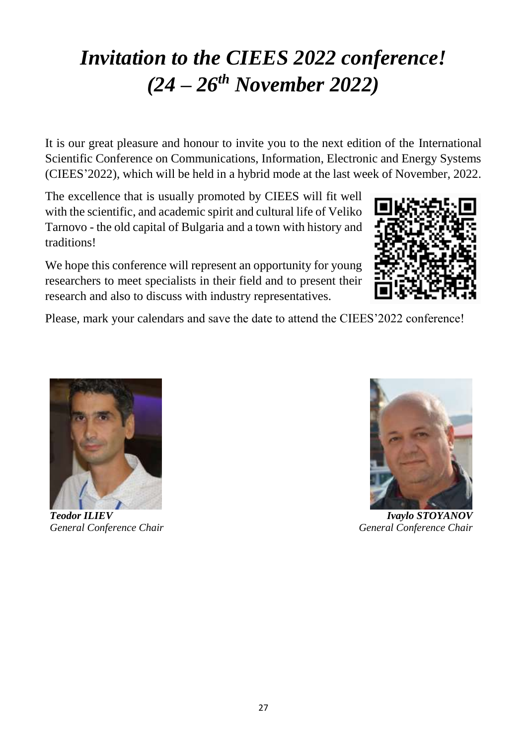# *Invitation to the CIEES 2022 conference! (24 – 26th November 2022)*

It is our great pleasure and honour to invite you to the next edition of the International Scientific Conference on Communications, Information, Electronic and Energy Systems (CIEES’2022), which will be held in a hybrid mode at the last week of November, 2022.

The excellence that is usually promoted by CIEES will fit well with the scientific, and academic spirit and cultural life of Veliko Tarnovo - the old capital of Bulgaria and a town with history and traditions!

We hope this conference will represent an opportunity for young researchers to meet specialists in their field and to present their research and also to discuss with industry representatives.

Please, mark your calendars and save the date to attend the CIEES’2022 conference!

***Teodor ILIEV***
*General Conference Chair*

***Ivaylo STOYANOV***
*General Conference Chair*